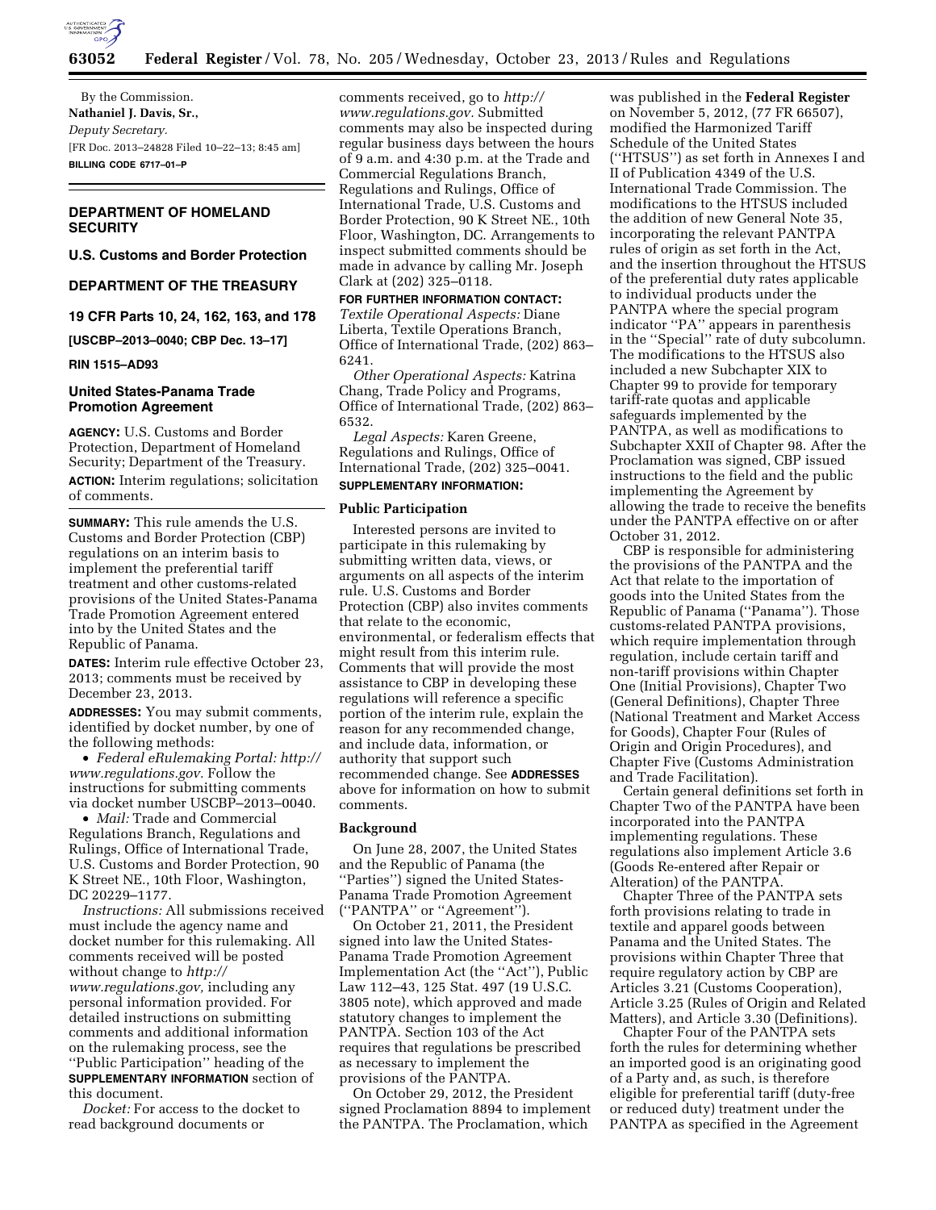By the Commission.

**Nathaniel J. Davis, Sr.,**

*Deputy Secretary.*

[FR Doc. 2013–24828 Filed 10–22–13; 8:45 am]

**BILLING CODE 6717–01–P**

## DEPARTMENT OF HOMELAND SECURITY

### U.S. Customs and Border Protection

## DEPARTMENT OF THE TREASURY

### 19 CFR Parts 10, 24, 162, 163, and 178

**[USCBP–2013–0040; CBP Dec. 13–17]**

**RIN 1515–AD93**

### United States-Panama Trade Promotion Agreement

**AGENCY:** U.S. Customs and Border Protection, Department of Homeland Security; Department of the Treasury.

**ACTION:** Interim regulations; solicitation of comments.

**SUMMARY:** This rule amends the U.S. Customs and Border Protection (CBP) regulations on an interim basis to implement the preferential tariff treatment and other customs-related provisions of the United States-Panama Trade Promotion Agreement entered into by the United States and the Republic of Panama.

**DATES:** Interim rule effective October 23, 2013; comments must be received by December 23, 2013.

**ADDRESSES:** You may submit comments, identified by docket number, by one of the following methods:

- *Federal eRulemaking Portal: http://www.regulations.gov.* Follow the instructions for submitting comments via docket number USCBP–2013–0040.
- *Mail:* Trade and Commercial Regulations Branch, Regulations and Rulings, Office of International Trade, U.S. Customs and Border Protection, 90 K Street NE., 10th Floor, Washington, DC 20229–1177.

*Instructions:* All submissions received must include the agency name and docket number for this rulemaking. All comments received will be posted without change to *http://www.regulations.gov,* including any personal information provided. For detailed instructions on submitting comments and additional information on the rulemaking process, see the "Public Participation" heading of the **SUPPLEMENTARY INFORMATION** section of this document.

*Docket:* For access to the docket to read background documents or comments received, go to *http://www.regulations.gov.* Submitted comments may also be inspected during regular business days between the hours of 9 a.m. and 4:30 p.m. at the Trade and Commercial Regulations Branch, Regulations and Rulings, Office of International Trade, U.S. Customs and Border Protection, 90 K Street NE., 10th Floor, Washington, DC. Arrangements to inspect submitted comments should be made in advance by calling Mr. Joseph Clark at (202) 325–0118.

**FOR FURTHER INFORMATION CONTACT:**

*Textile Operational Aspects:* Diane Liberta, Textile Operations Branch, Office of International Trade, (202) 863–6241.

*Other Operational Aspects:* Katrina Chang, Trade Policy and Programs, Office of International Trade, (202) 863–6532.

*Legal Aspects:* Karen Greene, Regulations and Rulings, Office of International Trade, (202) 325–0041.

**SUPPLEMENTARY INFORMATION:**

### Public Participation

Interested persons are invited to participate in this rulemaking by submitting written data, views, or arguments on all aspects of the interim rule. U.S. Customs and Border Protection (CBP) also invites comments that relate to the economic, environmental, or federalism effects that might result from this interim rule. Comments that will provide the most assistance to CBP in developing these regulations will reference a specific portion of the interim rule, explain the reason for any recommended change, and include data, information, or authority that support such recommended change. See **ADDRESSES** above for information on how to submit comments.

### Background

On June 28, 2007, the United States and the Republic of Panama (the "Parties") signed the United States-Panama Trade Promotion Agreement ("PANTPA" or "Agreement").

On October 21, 2011, the President signed into law the United States-Panama Trade Promotion Agreement Implementation Act (the "Act"), Public Law 112–43, 125 Stat. 497 (19 U.S.C. 3805 note), which approved and made statutory changes to implement the PANTPA. Section 103 of the Act requires that regulations be prescribed as necessary to implement the provisions of the PANTPA.

On October 29, 2012, the President signed Proclamation 8894 to implement the PANTPA. The Proclamation, which was published in the **Federal Register** on November 5, 2012, (77 FR 66507), modified the Harmonized Tariff Schedule of the United States ("HTSUS") as set forth in Annexes I and II of Publication 4349 of the U.S. International Trade Commission. The modifications to the HTSUS included the addition of new General Note 35, incorporating the relevant PANTPA rules of origin as set forth in the Act, and the insertion throughout the HTSUS of the preferential duty rates applicable to individual products under the PANTPA where the special program indicator "PA" appears in parenthesis in the "Special" rate of duty subcolumn. The modifications to the HTSUS also included a new Subchapter XIX to Chapter 99 to provide for temporary tariff-rate quotas and applicable safeguards implemented by the PANTPA, as well as modifications to Subchapter XXII of Chapter 98. After the Proclamation was signed, CBP issued instructions to the field and the public implementing the Agreement by allowing the trade to receive the benefits under the PANTPA effective on or after October 31, 2012.

CBP is responsible for administering the provisions of the PANTPA and the Act that relate to the importation of goods into the United States from the Republic of Panama ("Panama"). Those customs-related PANTPA provisions, which require implementation through regulation, include certain tariff and non-tariff provisions within Chapter One (Initial Provisions), Chapter Two (General Definitions), Chapter Three (National Treatment and Market Access for Goods), Chapter Four (Rules of Origin and Origin Procedures), and Chapter Five (Customs Administration and Trade Facilitation).

Certain general definitions set forth in Chapter Two of the PANTPA have been incorporated into the PANTPA implementing regulations. These regulations also implement Article 3.6 (Goods Re-entered after Repair or Alteration) of the PANTPA.

Chapter Three of the PANTPA sets forth provisions relating to trade in textile and apparel goods between Panama and the United States. The provisions within Chapter Three that require regulatory action by CBP are Articles 3.21 (Customs Cooperation), Article 3.25 (Rules of Origin and Related Matters), and Article 3.30 (Definitions).

Chapter Four of the PANTPA sets forth the rules for determining whether an imported good is an originating good of a Party and, as such, is therefore eligible for preferential tariff (duty-free or reduced duty) treatment under the PANTPA as specified in the Agreement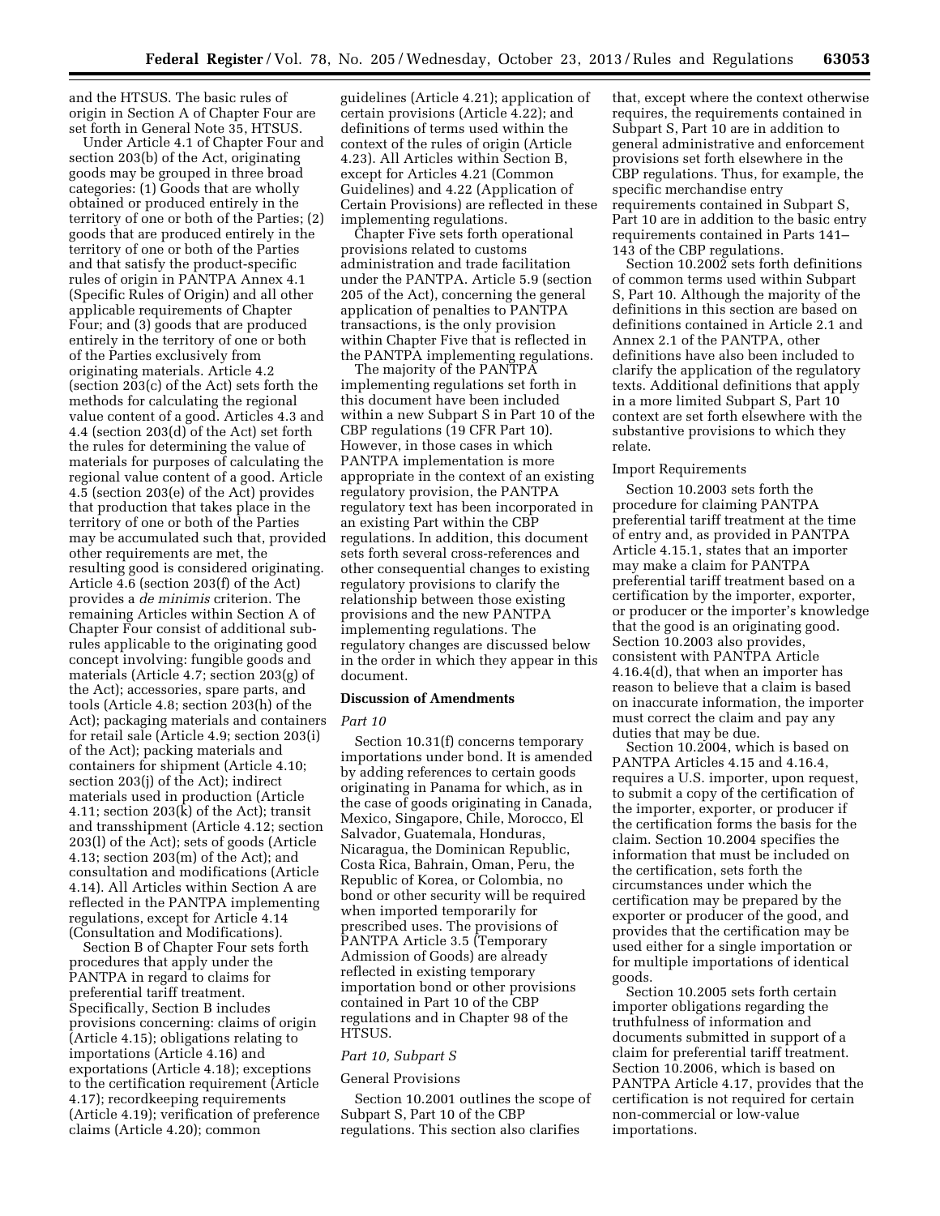and the HTSUS. The basic rules of origin in Section A of Chapter Four are set forth in General Note 35, HTSUS.

Under Article 4.1 of Chapter Four and section 203(b) of the Act, originating goods may be grouped in three broad categories: (1) Goods that are wholly obtained or produced entirely in the territory of one or both of the Parties; (2) goods that are produced entirely in the territory of one or both of the Parties and that satisfy the product-specific rules of origin in PANTPA Annex 4.1 (Specific Rules of Origin) and all other applicable requirements of Chapter Four; and (3) goods that are produced entirely in the territory of one or both of the Parties exclusively from originating materials. Article 4.2 (section 203(c) of the Act) sets forth the methods for calculating the regional value content of a good. Articles 4.3 and 4.4 (section 203(d) of the Act) set forth the rules for determining the value of materials for purposes of calculating the regional value content of a good. Article 4.5 (section 203(e) of the Act) provides that production that takes place in the territory of one or both of the Parties may be accumulated such that, provided other requirements are met, the resulting good is considered originating. Article 4.6 (section 203(f) of the Act) provides a *de minimis* criterion. The remaining Articles within Section A of Chapter Four consist of additional sub-rules applicable to the originating good concept involving: fungible goods and materials (Article 4.7; section 203(g) of the Act); accessories, spare parts, and tools (Article 4.8; section 203(h) of the Act); packaging materials and containers for retail sale (Article 4.9; section 203(i) of the Act); packing materials and containers for shipment (Article 4.10; section 203(j) of the Act); indirect materials used in production (Article 4.11; section 203(k) of the Act); transit and transshipment (Article 4.12; section 203(l) of the Act); sets of goods (Article 4.13; section 203(m) of the Act); and consultation and modifications (Article 4.14). All Articles within Section A are reflected in the PANTPA implementing regulations, except for Article 4.14 (Consultation and Modifications).

Section B of Chapter Four sets forth procedures that apply under the PANTPA in regard to claims for preferential tariff treatment. Specifically, Section B includes provisions concerning: claims of origin (Article 4.15); obligations relating to importations (Article 4.16) and exportations (Article 4.18); exceptions to the certification requirement (Article 4.17); recordkeeping requirements (Article 4.19); verification of preference claims (Article 4.20); common guidelines (Article 4.21); application of certain provisions (Article 4.22); and definitions of terms used within the context of the rules of origin (Article 4.23). All Articles within Section B, except for Articles 4.21 (Common Guidelines) and 4.22 (Application of Certain Provisions) are reflected in these implementing regulations.

Chapter Five sets forth operational provisions related to customs administration and trade facilitation under the PANTPA. Article 5.9 (section 205 of the Act), concerning the general application of penalties to PANTPA transactions, is the only provision within Chapter Five that is reflected in the PANTPA implementing regulations.

The majority of the PANTPA implementing regulations set forth in this document have been included within a new Subpart S in Part 10 of the CBP regulations (19 CFR Part 10). However, in those cases in which PANTPA implementation is more appropriate in the context of an existing regulatory provision, the PANTPA regulatory text has been incorporated in an existing Part within the CBP regulations. In addition, this document sets forth several cross-references and other consequential changes to existing regulatory provisions to clarify the relationship between those existing provisions and the new PANTPA implementing regulations. The regulatory changes are discussed below in the order in which they appear in this document.

## Discussion of Amendments

### *Part 10*

Section 10.31(f) concerns temporary importations under bond. It is amended by adding references to certain goods originating in Panama for which, as in the case of goods originating in Canada, Mexico, Singapore, Chile, Morocco, El Salvador, Guatemala, Honduras, Nicaragua, the Dominican Republic, Costa Rica, Bahrain, Oman, Peru, the Republic of Korea, or Colombia, no bond or other security will be required when imported temporarily for prescribed uses. The provisions of PANTPA Article 3.5 (Temporary Admission of Goods) are already reflected in existing temporary importation bond or other provisions contained in Part 10 of the CBP regulations and in Chapter 98 of the HTSUS.

### *Part 10, Subpart S*

#### General Provisions

Section 10.2001 outlines the scope of Subpart S, Part 10 of the CBP regulations. This section also clarifies that, except where the context otherwise requires, the requirements contained in Subpart S, Part 10 are in addition to general administrative and enforcement provisions set forth elsewhere in the CBP regulations. Thus, for example, the specific merchandise entry requirements contained in Subpart S, Part 10 are in addition to the basic entry requirements contained in Parts 141–143 of the CBP regulations.

Section 10.2002 sets forth definitions of common terms used within Subpart S, Part 10. Although the majority of the definitions in this section are based on definitions contained in Article 2.1 and Annex 2.1 of the PANTPA, other definitions have also been included to clarify the application of the regulatory texts. Additional definitions that apply in a more limited Subpart S, Part 10 context are set forth elsewhere with the substantive provisions to which they relate.

#### Import Requirements

Section 10.2003 sets forth the procedure for claiming PANTPA preferential tariff treatment at the time of entry and, as provided in PANTPA Article 4.15.1, states that an importer may make a claim for PANTPA preferential tariff treatment based on a certification by the importer, exporter, or producer or the importer's knowledge that the good is an originating good. Section 10.2003 also provides, consistent with PANTPA Article 4.16.4(d), that when an importer has reason to believe that a claim is based on inaccurate information, the importer must correct the claim and pay any duties that may be due.

Section 10.2004, which is based on PANTPA Articles 4.15 and 4.16.4, requires a U.S. importer, upon request, to submit a copy of the certification of the importer, exporter, or producer if the certification forms the basis for the claim. Section 10.2004 specifies the information that must be included on the certification, sets forth the circumstances under which the certification may be prepared by the exporter or producer of the good, and provides that the certification may be used either for a single importation or for multiple importations of identical goods.

Section 10.2005 sets forth certain importer obligations regarding the truthfulness of information and documents submitted in support of a claim for preferential tariff treatment. Section 10.2006, which is based on PANTPA Article 4.17, provides that the certification is not required for certain non-commercial or low-value importations.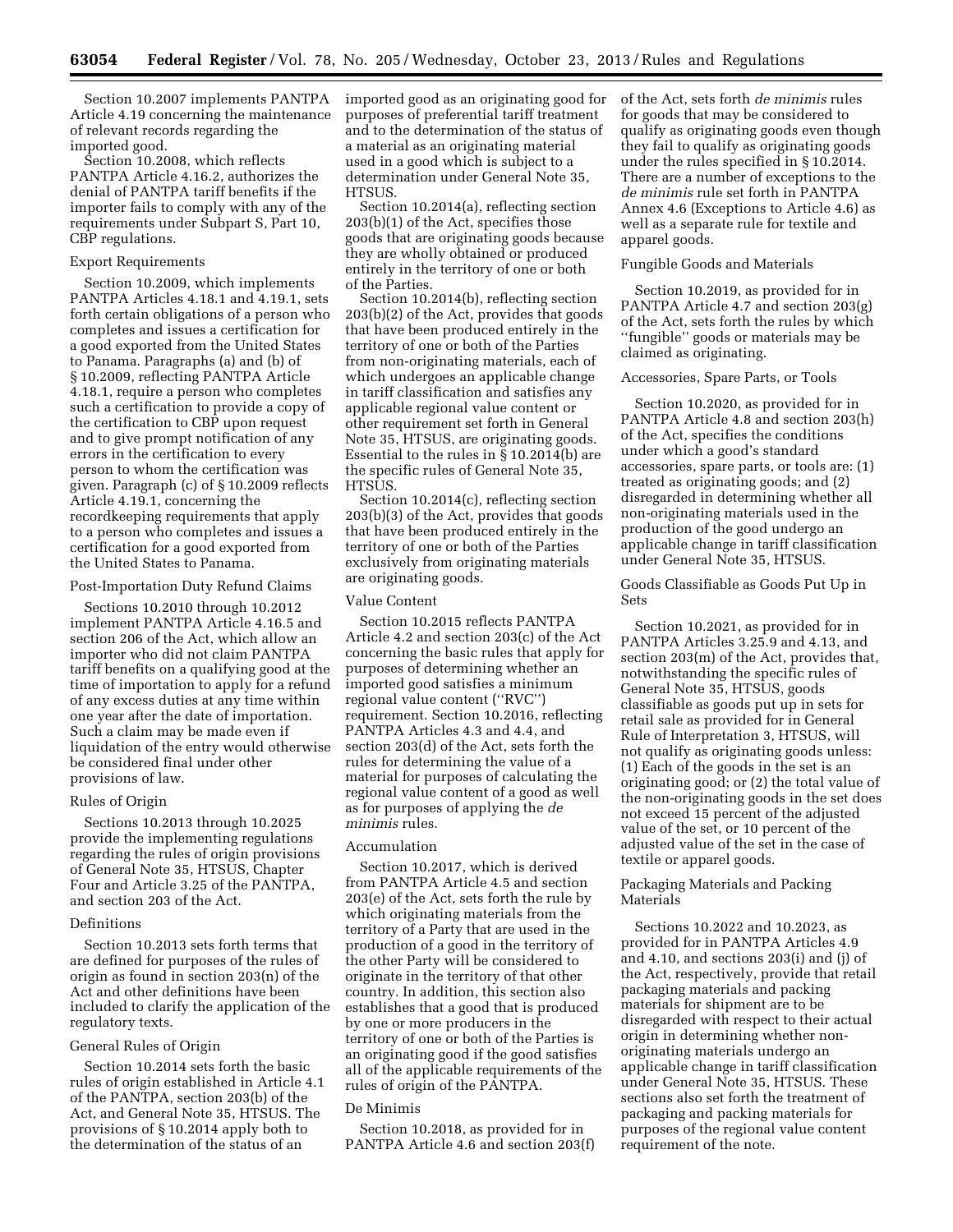Section 10.2007 implements PANTPA Article 4.19 concerning the maintenance of relevant records regarding the imported good.

Section 10.2008, which reflects PANTPA Article 4.16.2, authorizes the denial of PANTPA tariff benefits if the importer fails to comply with any of the requirements under Subpart S, Part 10, CBP regulations.

Export Requirements

Section 10.2009, which implements PANTPA Articles 4.18.1 and 4.19.1, sets forth certain obligations of a person who completes and issues a certification for a good exported from the United States to Panama. Paragraphs (a) and (b) of § 10.2009, reflecting PANTPA Article 4.18.1, require a person who completes such a certification to provide a copy of the certification to CBP upon request and to give prompt notification of any errors in the certification to every person to whom the certification was given. Paragraph (c) of § 10.2009 reflects Article 4.19.1, concerning the recordkeeping requirements that apply to a person who completes and issues a certification for a good exported from the United States to Panama.

Post-Importation Duty Refund Claims

Sections 10.2010 through 10.2012 implement PANTPA Article 4.16.5 and section 206 of the Act, which allow an importer who did not claim PANTPA tariff benefits on a qualifying good at the time of importation to apply for a refund of any excess duties at any time within one year after the date of importation. Such a claim may be made even if liquidation of the entry would otherwise be considered final under other provisions of law.

Rules of Origin

Sections 10.2013 through 10.2025 provide the implementing regulations regarding the rules of origin provisions of General Note 35, HTSUS, Chapter Four and Article 3.25 of the PANTPA, and section 203 of the Act.

Definitions

Section 10.2013 sets forth terms that are defined for purposes of the rules of origin as found in section 203(n) of the Act and other definitions have been included to clarify the application of the regulatory texts.

General Rules of Origin

Section 10.2014 sets forth the basic rules of origin established in Article 4.1 of the PANTPA, section 203(b) of the Act, and General Note 35, HTSUS. The provisions of § 10.2014 apply both to the determination of the status of an imported good as an originating good for purposes of preferential tariff treatment and to the determination of the status of a material as an originating material used in a good which is subject to a determination under General Note 35, HTSUS.

Section 10.2014(a), reflecting section 203(b)(1) of the Act, specifies those goods that are originating goods because they are wholly obtained or produced entirely in the territory of one or both of the Parties.

Section 10.2014(b), reflecting section 203(b)(2) of the Act, provides that goods that have been produced entirely in the territory of one or both of the Parties from non-originating materials, each of which undergoes an applicable change in tariff classification and satisfies any applicable regional value content or other requirement set forth in General Note 35, HTSUS, are originating goods. Essential to the rules in § 10.2014(b) are the specific rules of General Note 35, HTSUS.

Section 10.2014(c), reflecting section 203(b)(3) of the Act, provides that goods that have been produced entirely in the territory of one or both of the Parties exclusively from originating materials are originating goods.

Value Content

Section 10.2015 reflects PANTPA Article 4.2 and section 203(c) of the Act concerning the basic rules that apply for purposes of determining whether an imported good satisfies a minimum regional value content (''RVC'') requirement. Section 10.2016, reflecting PANTPA Articles 4.3 and 4.4, and section 203(d) of the Act, sets forth the rules for determining the value of a material for purposes of calculating the regional value content of a good as well as for purposes of applying the *de minimis* rules.

Accumulation

Section 10.2017, which is derived from PANTPA Article 4.5 and section 203(e) of the Act, sets forth the rule by which originating materials from the territory of a Party that are used in the production of a good in the territory of the other Party will be considered to originate in the territory of that other country. In addition, this section also establishes that a good that is produced by one or more producers in the territory of one or both of the Parties is an originating good if the good satisfies all of the applicable requirements of the rules of origin of the PANTPA.

De Minimis

Section 10.2018, as provided for in PANTPA Article 4.6 and section 203(f) of the Act, sets forth *de minimis* rules for goods that may be considered to qualify as originating goods even though they fail to qualify as originating goods under the rules specified in § 10.2014. There are a number of exceptions to the *de minimis* rule set forth in PANTPA Annex 4.6 (Exceptions to Article 4.6) as well as a separate rule for textile and apparel goods.

Fungible Goods and Materials

Section 10.2019, as provided for in PANTPA Article 4.7 and section 203(g) of the Act, sets forth the rules by which ''fungible'' goods or materials may be claimed as originating.

Accessories, Spare Parts, or Tools

Section 10.2020, as provided for in PANTPA Article 4.8 and section 203(h) of the Act, specifies the conditions under which a good's standard accessories, spare parts, or tools are: (1) treated as originating goods; and (2) disregarded in determining whether all non-originating materials used in the production of the good undergo an applicable change in tariff classification under General Note 35, HTSUS.

Goods Classifiable as Goods Put Up in Sets

Section 10.2021, as provided for in PANTPA Articles 3.25.9 and 4.13, and section 203(m) of the Act, provides that, notwithstanding the specific rules of General Note 35, HTSUS, goods classifiable as goods put up in sets for retail sale as provided for in General Rule of Interpretation 3, HTSUS, will not qualify as originating goods unless: (1) Each of the goods in the set is an originating good; or (2) the total value of the non-originating goods in the set does not exceed 15 percent of the adjusted value of the set, or 10 percent of the adjusted value of the set in the case of textile or apparel goods.

Packaging Materials and Packing Materials

Sections 10.2022 and 10.2023, as provided for in PANTPA Articles 4.9 and 4.10, and sections 203(i) and (j) of the Act, respectively, provide that retail packaging materials and packing materials for shipment are to be disregarded with respect to their actual origin in determining whether non-originating materials undergo an applicable change in tariff classification under General Note 35, HTSUS. These sections also set forth the treatment of packaging and packing materials for purposes of the regional value content requirement of the note.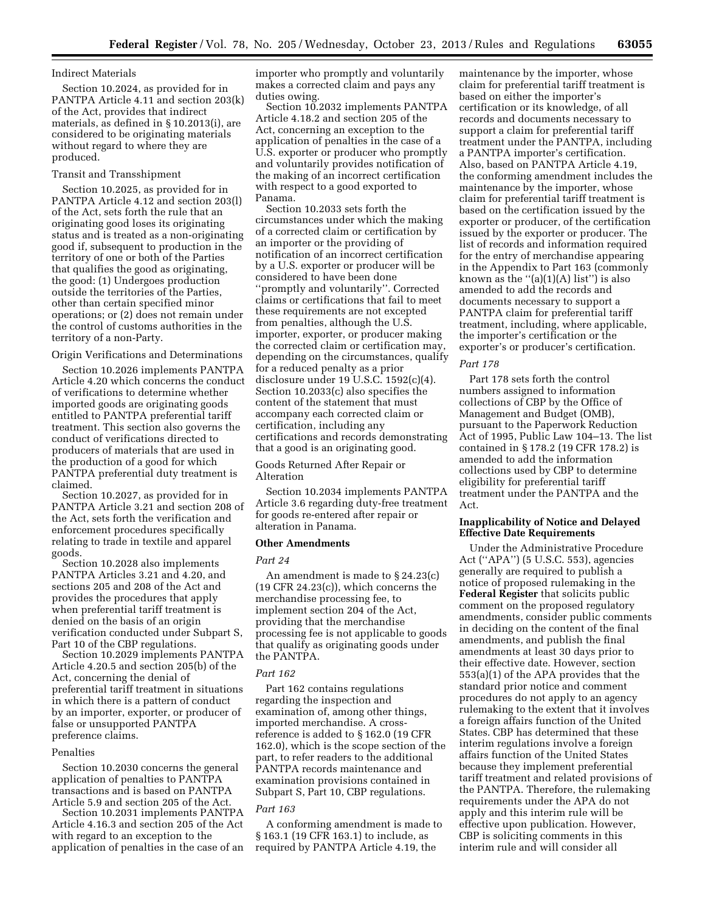Indirect Materials

Section 10.2024, as provided for in PANTPA Article 4.11 and section 203(k) of the Act, provides that indirect materials, as defined in § 10.2013(i), are considered to be originating materials without regard to where they are produced.

Transit and Transshipment

Section 10.2025, as provided for in PANTPA Article 4.12 and section 203(l) of the Act, sets forth the rule that an originating good loses its originating status and is treated as a non-originating good if, subsequent to production in the territory of one or both of the Parties that qualifies the good as originating, the good: (1) Undergoes production outside the territories of the Parties, other than certain specified minor operations; or (2) does not remain under the control of customs authorities in the territory of a non-Party.

Origin Verifications and Determinations

Section 10.2026 implements PANTPA Article 4.20 which concerns the conduct of verifications to determine whether imported goods are originating goods entitled to PANTPA preferential tariff treatment. This section also governs the conduct of verifications directed to producers of materials that are used in the production of a good for which PANTPA preferential duty treatment is claimed.

Section 10.2027, as provided for in PANTPA Article 3.21 and section 208 of the Act, sets forth the verification and enforcement procedures specifically relating to trade in textile and apparel goods.

Section 10.2028 also implements PANTPA Articles 3.21 and 4.20, and sections 205 and 208 of the Act and provides the procedures that apply when preferential tariff treatment is denied on the basis of an origin verification conducted under Subpart S, Part 10 of the CBP regulations.

Section 10.2029 implements PANTPA Article 4.20.5 and section 205(b) of the Act, concerning the denial of preferential tariff treatment in situations in which there is a pattern of conduct by an importer, exporter, or producer of false or unsupported PANTPA preference claims.

Penalties

Section 10.2030 concerns the general application of penalties to PANTPA transactions and is based on PANTPA Article 5.9 and section 205 of the Act.

Section 10.2031 implements PANTPA Article 4.16.3 and section 205 of the Act with regard to an exception to the application of penalties in the case of an importer who promptly and voluntarily makes a corrected claim and pays any duties owing.

Section 10.2032 implements PANTPA Article 4.18.2 and section 205 of the Act, concerning an exception to the application of penalties in the case of a U.S. exporter or producer who promptly and voluntarily provides notification of the making of an incorrect certification with respect to a good exported to Panama.

Section 10.2033 sets forth the circumstances under which the making of a corrected claim or certification by an importer or the providing of notification of an incorrect certification by a U.S. exporter or producer will be considered to have been done ''promptly and voluntarily''. Corrected claims or certifications that fail to meet these requirements are not excepted from penalties, although the U.S. importer, exporter, or producer making the corrected claim or certification may, depending on the circumstances, qualify for a reduced penalty as a prior disclosure under 19 U.S.C. 1592(c)(4). Section 10.2033(c) also specifies the content of the statement that must accompany each corrected claim or certification, including any certifications and records demonstrating that a good is an originating good.

Goods Returned After Repair or Alteration

Section 10.2034 implements PANTPA Article 3.6 regarding duty-free treatment for goods re-entered after repair or alteration in Panama.

**Other Amendments**

*Part 24*

An amendment is made to § 24.23(c) (19 CFR 24.23(c)), which concerns the merchandise processing fee, to implement section 204 of the Act, providing that the merchandise processing fee is not applicable to goods that qualify as originating goods under the PANTPA.

*Part 162*

Part 162 contains regulations regarding the inspection and examination of, among other things, imported merchandise. A cross-reference is added to § 162.0 (19 CFR 162.0), which is the scope section of the part, to refer readers to the additional PANTPA records maintenance and examination provisions contained in Subpart S, Part 10, CBP regulations.

*Part 163*

A conforming amendment is made to § 163.1 (19 CFR 163.1) to include, as required by PANTPA Article 4.19, the maintenance by the importer, whose claim for preferential tariff treatment is based on either the importer's certification or its knowledge, of all records and documents necessary to support a claim for preferential tariff treatment under the PANTPA, including a PANTPA importer's certification. Also, based on PANTPA Article 4.19, the conforming amendment includes the maintenance by the importer, whose claim for preferential tariff treatment is based on the certification issued by the exporter or producer, of the certification issued by the exporter or producer. The list of records and information required for the entry of merchandise appearing in the Appendix to Part 163 (commonly known as the ''(a)(1)(A) list'') is also amended to add the records and documents necessary to support a PANTPA claim for preferential tariff treatment, including, where applicable, the importer's certification or the exporter's or producer's certification.

*Part 178*

Part 178 sets forth the control numbers assigned to information collections of CBP by the Office of Management and Budget (OMB), pursuant to the Paperwork Reduction Act of 1995, Public Law 104–13. The list contained in § 178.2 (19 CFR 178.2) is amended to add the information collections used by CBP to determine eligibility for preferential tariff treatment under the PANTPA and the Act.

**Inapplicability of Notice and Delayed Effective Date Requirements**

Under the Administrative Procedure Act (''APA'') (5 U.S.C. 553), agencies generally are required to publish a notice of proposed rulemaking in the **Federal Register** that solicits public comment on the proposed regulatory amendments, consider public comments in deciding on the content of the final amendments, and publish the final amendments at least 30 days prior to their effective date. However, section 553(a)(1) of the APA provides that the standard prior notice and comment procedures do not apply to an agency rulemaking to the extent that it involves a foreign affairs function of the United States. CBP has determined that these interim regulations involve a foreign affairs function of the United States because they implement preferential tariff treatment and related provisions of the PANTPA. Therefore, the rulemaking requirements under the APA do not apply and this interim rule will be effective upon publication. However, CBP is soliciting comments in this interim rule and will consider all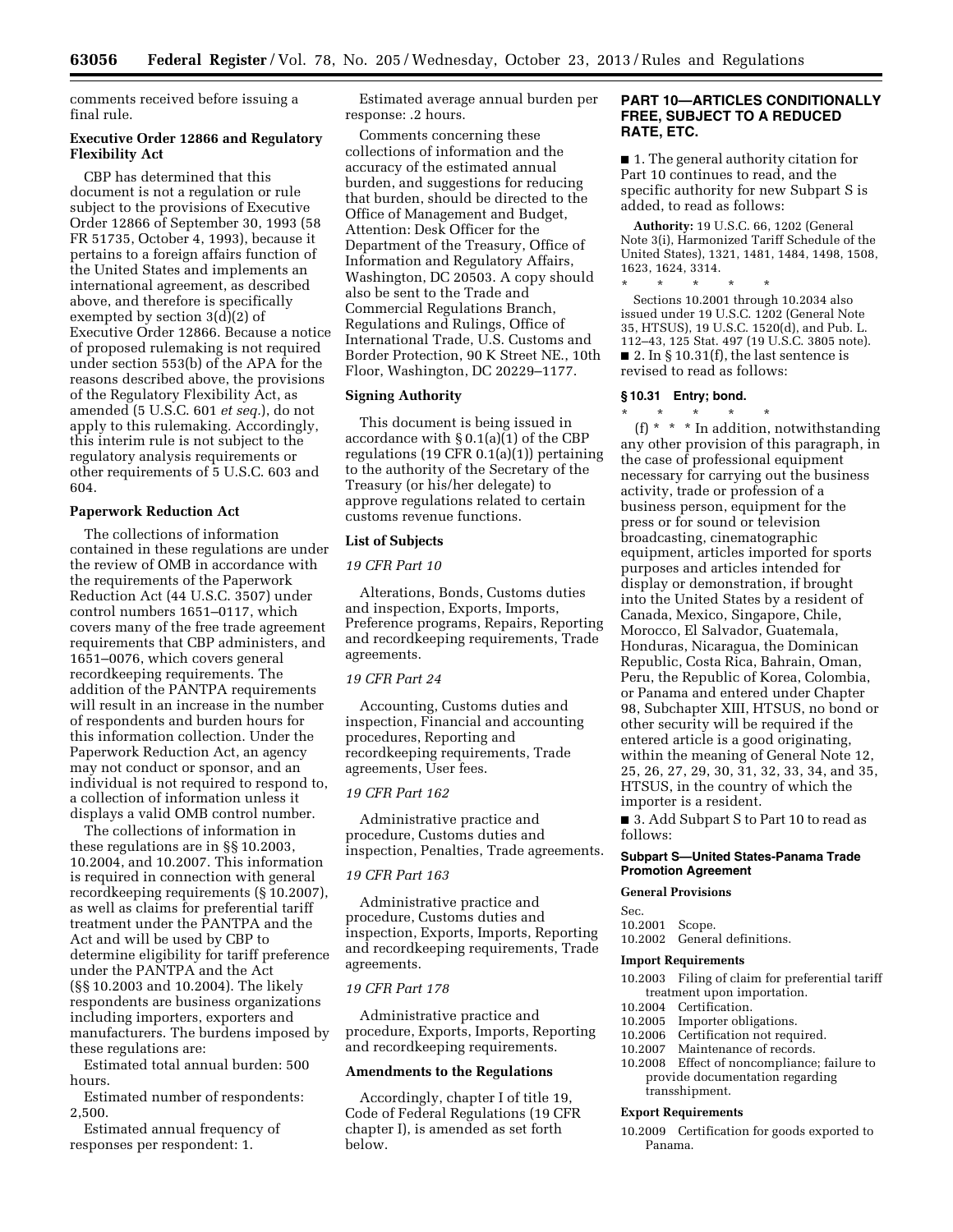comments received before issuing a final rule.

**Executive Order 12866 and Regulatory Flexibility Act**

CBP has determined that this document is not a regulation or rule subject to the provisions of Executive Order 12866 of September 30, 1993 (58 FR 51735, October 4, 1993), because it pertains to a foreign affairs function of the United States and implements an international agreement, as described above, and therefore is specifically exempted by section 3(d)(2) of Executive Order 12866. Because a notice of proposed rulemaking is not required under section 553(b) of the APA for the reasons described above, the provisions of the Regulatory Flexibility Act, as amended (5 U.S.C. 601 *et seq.*), do not apply to this rulemaking. Accordingly, this interim rule is not subject to the regulatory analysis requirements or other requirements of 5 U.S.C. 603 and 604.

**Paperwork Reduction Act**

The collections of information contained in these regulations are under the review of OMB in accordance with the requirements of the Paperwork Reduction Act (44 U.S.C. 3507) under control numbers 1651–0117, which covers many of the free trade agreement requirements that CBP administers, and 1651–0076, which covers general recordkeeping requirements. The addition of the PANTPA requirements will result in an increase in the number of respondents and burden hours for this information collection. Under the Paperwork Reduction Act, an agency may not conduct or sponsor, and an individual is not required to respond to, a collection of information unless it displays a valid OMB control number.

The collections of information in these regulations are in §§ 10.2003, 10.2004, and 10.2007. This information is required in connection with general recordkeeping requirements (§ 10.2007), as well as claims for preferential tariff treatment under the PANTPA and the Act and will be used by CBP to determine eligibility for tariff preference under the PANTPA and the Act (§§ 10.2003 and 10.2004). The likely respondents are business organizations including importers, exporters and manufacturers. The burdens imposed by these regulations are:

Estimated total annual burden: 500 hours.

Estimated number of respondents: 2,500.

Estimated annual frequency of responses per respondent: 1.

Estimated average annual burden per response: .2 hours.

Comments concerning these collections of information and the accuracy of the estimated annual burden, and suggestions for reducing that burden, should be directed to the Office of Management and Budget, Attention: Desk Officer for the Department of the Treasury, Office of Information and Regulatory Affairs, Washington, DC 20503. A copy should also be sent to the Trade and Commercial Regulations Branch, Regulations and Rulings, Office of International Trade, U.S. Customs and Border Protection, 90 K Street NE., 10th Floor, Washington, DC 20229–1177.

**Signing Authority**

This document is being issued in accordance with § 0.1(a)(1) of the CBP regulations (19 CFR 0.1(a)(1)) pertaining to the authority of the Secretary of the Treasury (or his/her delegate) to approve regulations related to certain customs revenue functions.

**List of Subjects**

*19 CFR Part 10*

Alterations, Bonds, Customs duties and inspection, Exports, Imports, Preference programs, Repairs, Reporting and recordkeeping requirements, Trade agreements.

*19 CFR Part 24*

Accounting, Customs duties and inspection, Financial and accounting procedures, Reporting and recordkeeping requirements, Trade agreements, User fees.

*19 CFR Part 162*

Administrative practice and procedure, Customs duties and inspection, Penalties, Trade agreements.

*19 CFR Part 163*

Administrative practice and procedure, Customs duties and inspection, Exports, Imports, Reporting and recordkeeping requirements, Trade agreements.

*19 CFR Part 178*

Administrative practice and procedure, Exports, Imports, Reporting and recordkeeping requirements.

**Amendments to the Regulations**

Accordingly, chapter I of title 19, Code of Federal Regulations (19 CFR chapter I), is amended as set forth below.

## PART 10—ARTICLES CONDITIONALLY FREE, SUBJECT TO A REDUCED RATE, ETC.

■ 1. The general authority citation for Part 10 continues to read, and the specific authority for new Subpart S is added, to read as follows:

**Authority:** 19 U.S.C. 66, 1202 (General Note 3(i), Harmonized Tariff Schedule of the United States), 1321, 1481, 1484, 1498, 1508, 1623, 1624, 3314.

\* \* \* \* \*

Sections 10.2001 through 10.2034 also issued under 19 U.S.C. 1202 (General Note 35, HTSUS), 19 U.S.C. 1520(d), and Pub. L. 112–43, 125 Stat. 497 (19 U.S.C. 3805 note).

■ 2. In § 10.31(f), the last sentence is revised to read as follows:

### § 10.31 Entry; bond.

\* \* \* \* \*

(f) \* \* \* In addition, notwithstanding any other provision of this paragraph, in the case of professional equipment necessary for carrying out the business activity, trade or profession of a business person, equipment for the press or for sound or television broadcasting, cinematographic equipment, articles imported for sports purposes and articles intended for display or demonstration, if brought into the United States by a resident of Canada, Mexico, Singapore, Chile, Morocco, El Salvador, Guatemala, Honduras, Nicaragua, the Dominican Republic, Costa Rica, Bahrain, Oman, Peru, the Republic of Korea, Colombia, or Panama and entered under Chapter 98, Subchapter XIII, HTSUS, no bond or other security will be required if the entered article is a good originating, within the meaning of General Note 12, 25, 26, 27, 29, 30, 31, 32, 33, 34, and 35, HTSUS, in the country of which the importer is a resident.

■ 3. Add Subpart S to Part 10 to read as follows:

### Subpart S—United States-Panama Trade Promotion Agreement

**General Provisions**

Sec.
10.2001 Scope.
10.2002 General definitions.

**Import Requirements**

10.2003 Filing of claim for preferential tariff treatment upon importation.
10.2004 Certification.
10.2005 Importer obligations.
10.2006 Certification not required.
10.2007 Maintenance of records.
10.2008 Effect of noncompliance; failure to provide documentation regarding transshipment.

**Export Requirements**

10.2009 Certification for goods exported to Panama.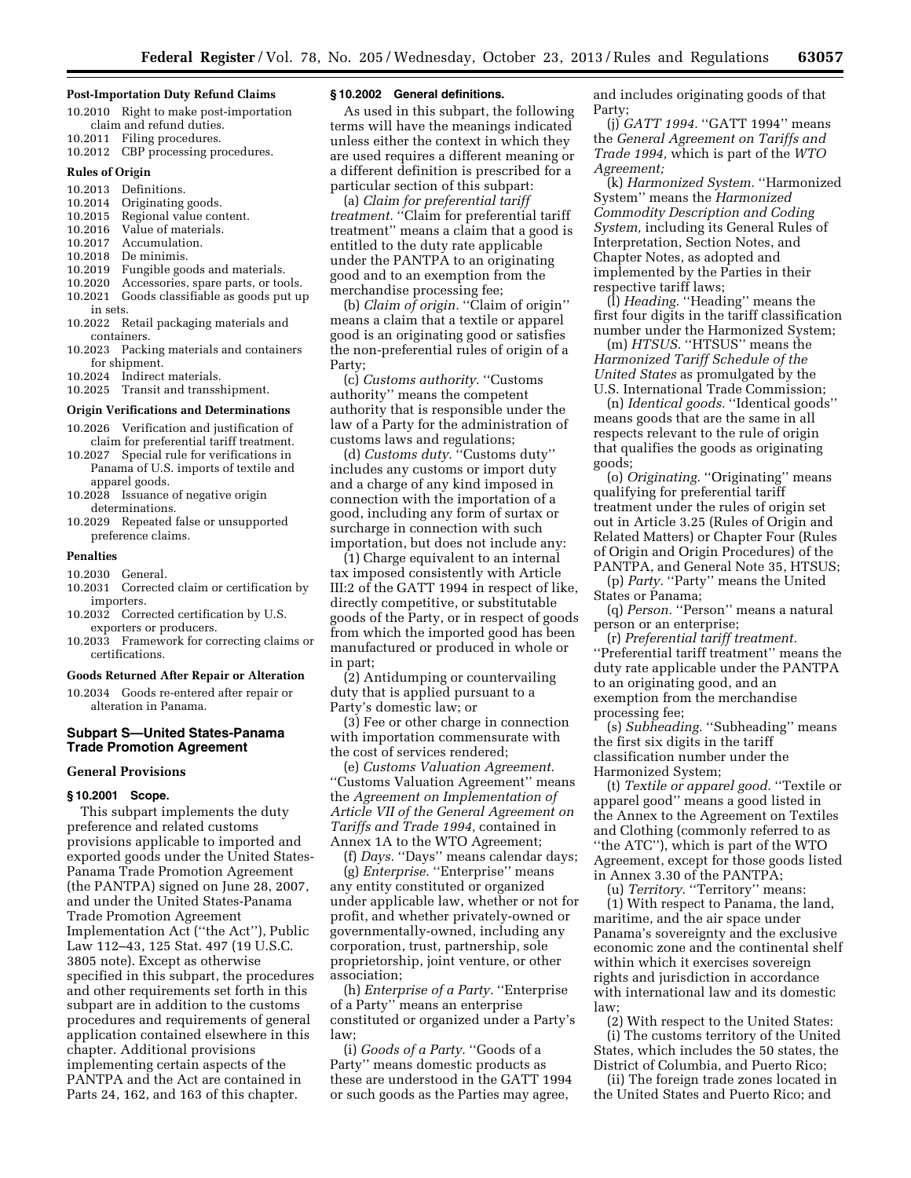**Post-Importation Duty Refund Claims**

10.2010 Right to make post-importation claim and refund duties.
10.2011 Filing procedures.
10.2012 CBP processing procedures.

**Rules of Origin**

10.2013 Definitions.
10.2014 Originating goods.
10.2015 Regional value content.
10.2016 Value of materials.
10.2017 Accumulation.
10.2018 De minimis.
10.2019 Fungible goods and materials.
10.2020 Accessories, spare parts, or tools.
10.2021 Goods classifiable as goods put up in sets.
10.2022 Retail packaging materials and containers.
10.2023 Packing materials and containers for shipment.
10.2024 Indirect materials.
10.2025 Transit and transshipment.

**Origin Verifications and Determinations**

10.2026 Verification and justification of claim for preferential tariff treatment.
10.2027 Special rule for verifications in Panama of U.S. imports of textile and apparel goods.
10.2028 Issuance of negative origin determinations.
10.2029 Repeated false or unsupported preference claims.

**Penalties**

10.2030 General.
10.2031 Corrected claim or certification by importers.
10.2032 Corrected certification by U.S. exporters or producers.
10.2033 Framework for correcting claims or certifications.

**Goods Returned After Repair or Alteration**

10.2034 Goods re-entered after repair or alteration in Panama.

## Subpart S—United States-Panama Trade Promotion Agreement

### General Provisions

**§ 10.2001 Scope.**

This subpart implements the duty preference and related customs provisions applicable to imported and exported goods under the United States-Panama Trade Promotion Agreement (the PANTPA) signed on June 28, 2007, and under the United States-Panama Trade Promotion Agreement Implementation Act ("the Act"), Public Law 112–43, 125 Stat. 497 (19 U.S.C. 3805 note). Except as otherwise specified in this subpart, the procedures and other requirements set forth in this subpart are in addition to the customs procedures and requirements of general application contained elsewhere in this chapter. Additional provisions implementing certain aspects of the PANTPA and the Act are contained in Parts 24, 162, and 163 of this chapter.

**§ 10.2002 General definitions.**

As used in this subpart, the following terms will have the meanings indicated unless either the context in which they are used requires a different meaning or a different definition is prescribed for a particular section of this subpart:

(a) *Claim for preferential tariff treatment.* "Claim for preferential tariff treatment" means a claim that a good is entitled to the duty rate applicable under the PANTPA to an originating good and to an exemption from the merchandise processing fee;

(b) *Claim of origin.* "Claim of origin" means a claim that a textile or apparel good is an originating good or satisfies the non-preferential rules of origin of a Party;

(c) *Customs authority.* "Customs authority" means the competent authority that is responsible under the law of a Party for the administration of customs laws and regulations;

(d) *Customs duty.* "Customs duty" includes any customs or import duty and a charge of any kind imposed in connection with the importation of a good, including any form of surtax or surcharge in connection with such importation, but does not include any:

(1) Charge equivalent to an internal tax imposed consistently with Article III:2 of the GATT 1994 in respect of like, directly competitive, or substitutable goods of the Party, or in respect of goods from which the imported good has been manufactured or produced in whole or in part;

(2) Antidumping or countervailing duty that is applied pursuant to a Party's domestic law; or

(3) Fee or other charge in connection with importation commensurate with the cost of services rendered;

(e) *Customs Valuation Agreement.* "Customs Valuation Agreement" means the *Agreement on Implementation of Article VII of the General Agreement on Tariffs and Trade 1994,* contained in Annex 1A to the WTO Agreement;

(f) *Days.* "Days" means calendar days;

(g) *Enterprise.* "Enterprise" means any entity constituted or organized under applicable law, whether or not for profit, and whether privately-owned or governmentally-owned, including any corporation, trust, partnership, sole proprietorship, joint venture, or other association;

(h) *Enterprise of a Party.* "Enterprise of a Party" means an enterprise constituted or organized under a Party's law;

(i) *Goods of a Party.* "Goods of a Party" means domestic products as these are understood in the GATT 1994 or such goods as the Parties may agree, and includes originating goods of that Party;

(j) *GATT 1994.* "GATT 1994" means the *General Agreement on Tariffs and Trade 1994,* which is part of the *WTO Agreement;*

(k) *Harmonized System.* "Harmonized System" means the *Harmonized Commodity Description and Coding System,* including its General Rules of Interpretation, Section Notes, and Chapter Notes, as adopted and implemented by the Parties in their respective tariff laws;

(l) *Heading.* "Heading" means the first four digits in the tariff classification number under the Harmonized System;

(m) *HTSUS.* "HTSUS" means the *Harmonized Tariff Schedule of the United States* as promulgated by the U.S. International Trade Commission;

(n) *Identical goods.* "Identical goods" means goods that are the same in all respects relevant to the rule of origin that qualifies the goods as originating goods;

(o) *Originating.* "Originating" means qualifying for preferential tariff treatment under the rules of origin set out in Article 3.25 (Rules of Origin and Related Matters) or Chapter Four (Rules of Origin and Origin Procedures) of the PANTPA, and General Note 35, HTSUS;

(p) *Party.* "Party" means the United States or Panama;

(q) *Person.* "Person" means a natural person or an enterprise;

(r) *Preferential tariff treatment.* "Preferential tariff treatment" means the duty rate applicable under the PANTPA to an originating good, and an exemption from the merchandise processing fee;

(s) *Subheading.* "Subheading" means the first six digits in the tariff classification number under the Harmonized System;

(t) *Textile or apparel good.* "Textile or apparel good" means a good listed in the Annex to the Agreement on Textiles and Clothing (commonly referred to as "the ATC"), which is part of the WTO Agreement, except for those goods listed in Annex 3.30 of the PANTPA;

(u) *Territory.* "Territory" means:

(1) With respect to Panama, the land, maritime, and the air space under Panama's sovereignty and the exclusive economic zone and the continental shelf within which it exercises sovereign rights and jurisdiction in accordance with international law and its domestic law;

(2) With respect to the United States:

(i) The customs territory of the United States, which includes the 50 states, the District of Columbia, and Puerto Rico;

(ii) The foreign trade zones located in the United States and Puerto Rico; and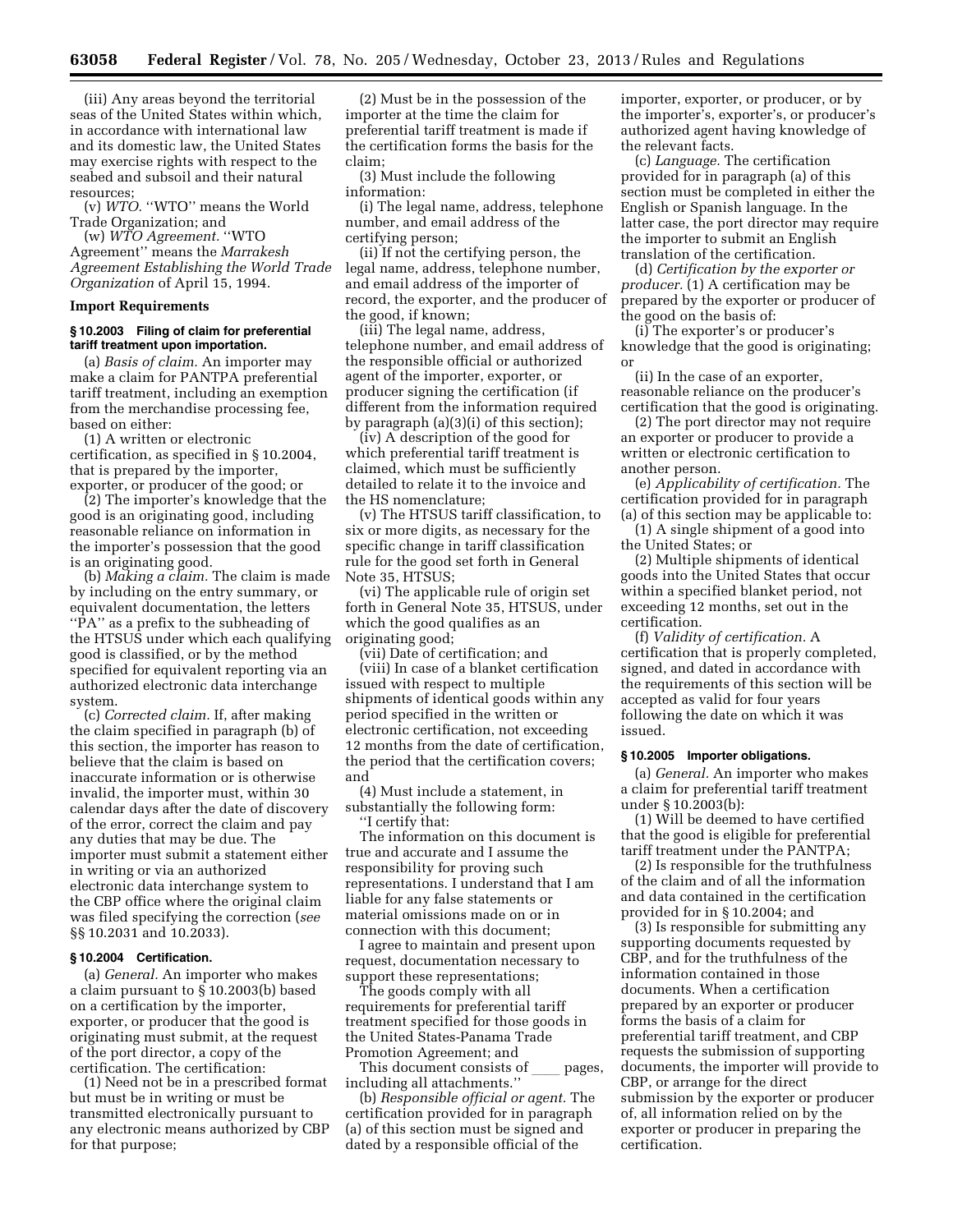(iii) Any areas beyond the territorial seas of the United States within which, in accordance with international law and its domestic law, the United States may exercise rights with respect to the seabed and subsoil and their natural resources;

(v) *WTO.* ''WTO'' means the World Trade Organization; and

(w) *WTO Agreement.* ''WTO Agreement'' means the *Marrakesh Agreement Establishing the World Trade Organization* of April 15, 1994.

**Import Requirements**

**§ 10.2003 Filing of claim for preferential tariff treatment upon importation.**

(a) *Basis of claim.* An importer may make a claim for PANTPA preferential tariff treatment, including an exemption from the merchandise processing fee, based on either:

(1) A written or electronic certification, as specified in § 10.2004, that is prepared by the importer, exporter, or producer of the good; or

(2) The importer's knowledge that the good is an originating good, including reasonable reliance on information in the importer's possession that the good is an originating good.

(b) *Making a claim.* The claim is made by including on the entry summary, or equivalent documentation, the letters ''PA'' as a prefix to the subheading of the HTSUS under which each qualifying good is classified, or by the method specified for equivalent reporting via an authorized electronic data interchange system.

(c) *Corrected claim.* If, after making the claim specified in paragraph (b) of this section, the importer has reason to believe that the claim is based on inaccurate information or is otherwise invalid, the importer must, within 30 calendar days after the date of discovery of the error, correct the claim and pay any duties that may be due. The importer must submit a statement either in writing or via an authorized electronic data interchange system to the CBP office where the original claim was filed specifying the correction (*see* §§ 10.2031 and 10.2033).

**§ 10.2004 Certification.**

(a) *General.* An importer who makes a claim pursuant to § 10.2003(b) based on a certification by the importer, exporter, or producer that the good is originating must submit, at the request of the port director, a copy of the certification. The certification:

(1) Need not be in a prescribed format but must be in writing or must be transmitted electronically pursuant to any electronic means authorized by CBP for that purpose;

(2) Must be in the possession of the importer at the time the claim for preferential tariff treatment is made if the certification forms the basis for the claim;

(3) Must include the following information:

(i) The legal name, address, telephone number, and email address of the certifying person;

(ii) If not the certifying person, the legal name, address, telephone number, and email address of the importer of record, the exporter, and the producer of the good, if known;

(iii) The legal name, address, telephone number, and email address of the responsible official or authorized agent of the importer, exporter, or producer signing the certification (if different from the information required by paragraph (a)(3)(i) of this section);

(iv) A description of the good for which preferential tariff treatment is claimed, which must be sufficiently detailed to relate it to the invoice and the HS nomenclature;

(v) The HTSUS tariff classification, to six or more digits, as necessary for the specific change in tariff classification rule for the good set forth in General Note 35, HTSUS;

(vi) The applicable rule of origin set forth in General Note 35, HTSUS, under which the good qualifies as an originating good;

(vii) Date of certification; and

(viii) In case of a blanket certification issued with respect to multiple shipments of identical goods within any period specified in the written or electronic certification, not exceeding 12 months from the date of certification, the period that the certification covers; and

(4) Must include a statement, in substantially the following form:

''I certify that:

The information on this document is true and accurate and I assume the responsibility for proving such representations. I understand that I am liable for any false statements or material omissions made on or in connection with this document;

I agree to maintain and present upon request, documentation necessary to support these representations;

The goods comply with all requirements for preferential tariff treatment specified for those goods in the United States-Panama Trade Promotion Agreement; and

This document consists of ____ pages, including all attachments.''

(b) *Responsible official or agent.* The certification provided for in paragraph (a) of this section must be signed and dated by a responsible official of the importer, exporter, or producer, or by the importer's, exporter's, or producer's authorized agent having knowledge of the relevant facts.

(c) *Language.* The certification provided for in paragraph (a) of this section must be completed in either the English or Spanish language. In the latter case, the port director may require the importer to submit an English translation of the certification.

(d) *Certification by the exporter or producer.* (1) A certification may be prepared by the exporter or producer of the good on the basis of:

(i) The exporter's or producer's knowledge that the good is originating; or

(ii) In the case of an exporter, reasonable reliance on the producer's certification that the good is originating.

(2) The port director may not require an exporter or producer to provide a written or electronic certification to another person.

(e) *Applicability of certification.* The certification provided for in paragraph (a) of this section may be applicable to:

(1) A single shipment of a good into the United States; or

(2) Multiple shipments of identical goods into the United States that occur within a specified blanket period, not exceeding 12 months, set out in the certification.

(f) *Validity of certification.* A certification that is properly completed, signed, and dated in accordance with the requirements of this section will be accepted as valid for four years following the date on which it was issued.

**§ 10.2005 Importer obligations.**

(a) *General.* An importer who makes a claim for preferential tariff treatment under § 10.2003(b):

(1) Will be deemed to have certified that the good is eligible for preferential tariff treatment under the PANTPA;

(2) Is responsible for the truthfulness of the claim and of all the information and data contained in the certification provided for in § 10.2004; and

(3) Is responsible for submitting any supporting documents requested by CBP, and for the truthfulness of the information contained in those documents. When a certification prepared by an exporter or producer forms the basis of a claim for preferential tariff treatment, and CBP requests the submission of supporting documents, the importer will provide to CBP, or arrange for the direct submission by the exporter or producer of, all information relied on by the exporter or producer in preparing the certification.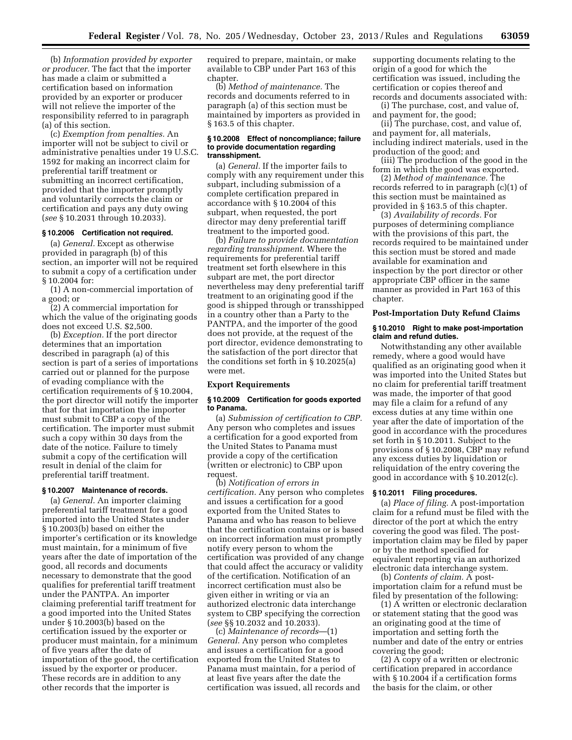(b) *Information provided by exporter or producer.* The fact that the importer has made a claim or submitted a certification based on information provided by an exporter or producer will not relieve the importer of the responsibility referred to in paragraph (a) of this section.

(c) *Exemption from penalties.* An importer will not be subject to civil or administrative penalties under 19 U.S.C. 1592 for making an incorrect claim for preferential tariff treatment or submitting an incorrect certification, provided that the importer promptly and voluntarily corrects the claim or certification and pays any duty owing (*see* § 10.2031 through 10.2033).

### § 10.2006 Certification not required.

(a) *General.* Except as otherwise provided in paragraph (b) of this section, an importer will not be required to submit a copy of a certification under § 10.2004 for:

(1) A non-commercial importation of a good; or

(2) A commercial importation for which the value of the originating goods does not exceed U.S. $2,500.

(b) *Exception.* If the port director determines that an importation described in paragraph (a) of this section is part of a series of importations carried out or planned for the purpose of evading compliance with the certification requirements of § 10.2004, the port director will notify the importer that for that importation the importer must submit to CBP a copy of the certification. The importer must submit such a copy within 30 days from the date of the notice. Failure to timely submit a copy of the certification will result in denial of the claim for preferential tariff treatment.

### § 10.2007 Maintenance of records.

(a) *General.* An importer claiming preferential tariff treatment for a good imported into the United States under § 10.2003(b) based on either the importer's certification or its knowledge must maintain, for a minimum of five years after the date of importation of the good, all records and documents necessary to demonstrate that the good qualifies for preferential tariff treatment under the PANTPA. An importer claiming preferential tariff treatment for a good imported into the United States under § 10.2003(b) based on the certification issued by the exporter or producer must maintain, for a minimum of five years after the date of importation of the good, the certification issued by the exporter or producer. These records are in addition to any other records that the importer is required to prepare, maintain, or make available to CBP under Part 163 of this chapter.

(b) *Method of maintenance.* The records and documents referred to in paragraph (a) of this section must be maintained by importers as provided in § 163.5 of this chapter.

### § 10.2008 Effect of noncompliance; failure to provide documentation regarding transshipment.

(a) *General.* If the importer fails to comply with any requirement under this subpart, including submission of a complete certification prepared in accordance with § 10.2004 of this subpart, when requested, the port director may deny preferential tariff treatment to the imported good.

(b) *Failure to provide documentation regarding transshipment.* Where the requirements for preferential tariff treatment set forth elsewhere in this subpart are met, the port director nevertheless may deny preferential tariff treatment to an originating good if the good is shipped through or transshipped in a country other than a Party to the PANTPA, and the importer of the good does not provide, at the request of the port director, evidence demonstrating to the satisfaction of the port director that the conditions set forth in § 10.2025(a) were met.

## Export Requirements

### § 10.2009 Certification for goods exported to Panama.

(a) *Submission of certification to CBP.* Any person who completes and issues a certification for a good exported from the United States to Panama must provide a copy of the certification (written or electronic) to CBP upon request.

(b) *Notification of errors in certification.* Any person who completes and issues a certification for a good exported from the United States to Panama and who has reason to believe that the certification contains or is based on incorrect information must promptly notify every person to whom the certification was provided of any change that could affect the accuracy or validity of the certification. Notification of an incorrect certification must also be given either in writing or via an authorized electronic data interchange system to CBP specifying the correction (*see* §§ 10.2032 and 10.2033).

(c) *Maintenance of records*—(1) *General.* Any person who completes and issues a certification for a good exported from the United States to Panama must maintain, for a period of at least five years after the date the certification was issued, all records and supporting documents relating to the origin of a good for which the certification was issued, including the certification or copies thereof and records and documents associated with:

(i) The purchase, cost, and value of, and payment for, the good;

(ii) The purchase, cost, and value of, and payment for, all materials, including indirect materials, used in the production of the good; and

(iii) The production of the good in the form in which the good was exported.

(2) *Method of maintenance.* The records referred to in paragraph (c)(1) of this section must be maintained as provided in § 163.5 of this chapter.

(3) *Availability of records.* For purposes of determining compliance with the provisions of this part, the records required to be maintained under this section must be stored and made available for examination and inspection by the port director or other appropriate CBP officer in the same manner as provided in Part 163 of this chapter.

## Post-Importation Duty Refund Claims

### § 10.2010 Right to make post-importation claim and refund duties.

Notwithstanding any other available remedy, where a good would have qualified as an originating good when it was imported into the United States but no claim for preferential tariff treatment was made, the importer of that good may file a claim for a refund of any excess duties at any time within one year after the date of importation of the good in accordance with the procedures set forth in § 10.2011. Subject to the provisions of § 10.2008, CBP may refund any excess duties by liquidation or reliquidation of the entry covering the good in accordance with § 10.2012(c).

### § 10.2011 Filing procedures.

(a) *Place of filing.* A post-importation claim for a refund must be filed with the director of the port at which the entry covering the good was filed. The post-importation claim may be filed by paper or by the method specified for equivalent reporting via an authorized electronic data interchange system.

(b) *Contents of claim.* A post-importation claim for a refund must be filed by presentation of the following:

(1) A written or electronic declaration or statement stating that the good was an originating good at the time of importation and setting forth the number and date of the entry or entries covering the good;

(2) A copy of a written or electronic certification prepared in accordance with § 10.2004 if a certification forms the basis for the claim, or other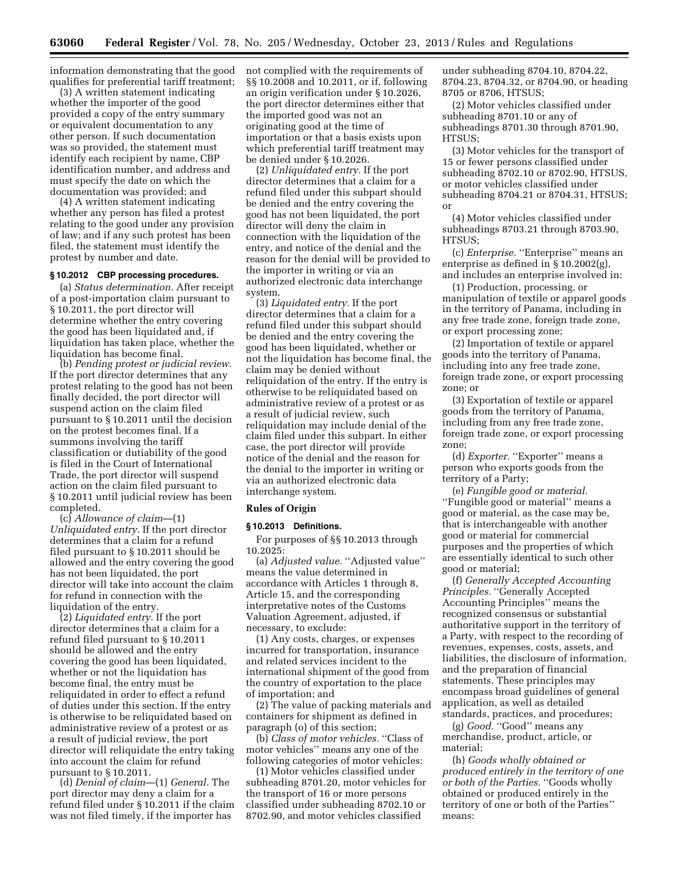information demonstrating that the good qualifies for preferential tariff treatment;

(3) A written statement indicating whether the importer of the good provided a copy of the entry summary or equivalent documentation to any other person. If such documentation was so provided, the statement must identify each recipient by name, CBP identification number, and address and must specify the date on which the documentation was provided; and

(4) A written statement indicating whether any person has filed a protest relating to the good under any provision of law; and if any such protest has been filed, the statement must identify the protest by number and date.

**§ 10.2012 CBP processing procedures.**

(a) *Status determination.* After receipt of a post-importation claim pursuant to § 10.2011, the port director will determine whether the entry covering the good has been liquidated and, if liquidation has taken place, whether the liquidation has become final.

(b) *Pending protest or judicial review.* If the port director determines that any protest relating to the good has not been finally decided, the port director will suspend action on the claim filed pursuant to § 10.2011 until the decision on the protest becomes final. If a summons involving the tariff classification or dutiability of the good is filed in the Court of International Trade, the port director will suspend action on the claim filed pursuant to § 10.2011 until judicial review has been completed.

(c) *Allowance of claim*—(1) *Unliquidated entry.* If the port director determines that a claim for a refund filed pursuant to § 10.2011 should be allowed and the entry covering the good has not been liquidated, the port director will take into account the claim for refund in connection with the liquidation of the entry.

(2) *Liquidated entry.* If the port director determines that a claim for a refund filed pursuant to § 10.2011 should be allowed and the entry covering the good has been liquidated, whether or not the liquidation has become final, the entry must be reliquidated in order to effect a refund of duties under this section. If the entry is otherwise to be reliquidated based on administrative review of a protest or as a result of judicial review, the port director will reliquidate the entry taking into account the claim for refund pursuant to § 10.2011.

(d) *Denial of claim*—(1) *General.* The port director may deny a claim for a refund filed under § 10.2011 if the claim was not filed timely, if the importer has not complied with the requirements of §§ 10.2008 and 10.2011, or if, following an origin verification under § 10.2026, the port director determines either that the imported good was not an originating good at the time of importation or that a basis exists upon which preferential tariff treatment may be denied under § 10.2026.

(2) *Unliquidated entry.* If the port director determines that a claim for a refund filed under this subpart should be denied and the entry covering the good has not been liquidated, the port director will deny the claim in connection with the liquidation of the entry, and notice of the denial and the reason for the denial will be provided to the importer in writing or via an authorized electronic data interchange system.

(3) *Liquidated entry.* If the port director determines that a claim for a refund filed under this subpart should be denied and the entry covering the good has been liquidated, whether or not the liquidation has become final, the claim may be denied without reliquidation of the entry. If the entry is otherwise to be reliquidated based on administrative review of a protest or as a result of judicial review, such reliquidation may include denial of the claim filed under this subpart. In either case, the port director will provide notice of the denial and the reason for the denial to the importer in writing or via an authorized electronic data interchange system.

**Rules of Origin**

**§ 10.2013 Definitions.**

For purposes of §§ 10.2013 through 10.2025:

(a) *Adjusted value.* ''Adjusted value'' means the value determined in accordance with Articles 1 through 8, Article 15, and the corresponding interpretative notes of the Customs Valuation Agreement, adjusted, if necessary, to exclude:

(1) Any costs, charges, or expenses incurred for transportation, insurance and related services incident to the international shipment of the good from the country of exportation to the place of importation; and

(2) The value of packing materials and containers for shipment as defined in paragraph (o) of this section;

(b) *Class of motor vehicles.* ''Class of motor vehicles'' means any one of the following categories of motor vehicles:

(1) Motor vehicles classified under subheading 8701.20, motor vehicles for the transport of 16 or more persons classified under subheading 8702.10 or 8702.90, and motor vehicles classified under subheading 8704.10, 8704.22, 8704.23, 8704.32, or 8704.90, or heading 8705 or 8706, HTSUS;

(2) Motor vehicles classified under subheading 8701.10 or any of subheadings 8701.30 through 8701.90, HTSUS;

(3) Motor vehicles for the transport of 15 or fewer persons classified under subheading 8702.10 or 8702.90, HTSUS, or motor vehicles classified under subheading 8704.21 or 8704.31, HTSUS; or

(4) Motor vehicles classified under subheadings 8703.21 through 8703.90, HTSUS;

(c) *Enterprise.* ''Enterprise'' means an enterprise as defined in § 10.2002(g), and includes an enterprise involved in:

(1) Production, processing, or manipulation of textile or apparel goods in the territory of Panama, including in any free trade zone, foreign trade zone, or export processing zone;

(2) Importation of textile or apparel goods into the territory of Panama, including into any free trade zone, foreign trade zone, or export processing zone; or

(3) Exportation of textile or apparel goods from the territory of Panama, including from any free trade zone, foreign trade zone, or export processing zone;

(d) *Exporter.* ''Exporter'' means a person who exports goods from the territory of a Party;

(e) *Fungible good or material.* ''Fungible good or material'' means a good or material, as the case may be, that is interchangeable with another good or material for commercial purposes and the properties of which are essentially identical to such other good or material;

(f) *Generally Accepted Accounting Principles.* ''Generally Accepted Accounting Principles'' means the recognized consensus or substantial authoritative support in the territory of a Party, with respect to the recording of revenues, expenses, costs, assets, and liabilities, the disclosure of information, and the preparation of financial statements. These principles may encompass broad guidelines of general application, as well as detailed standards, practices, and procedures;

(g) *Good.* ''Good'' means any merchandise, product, article, or material;

(h) *Goods wholly obtained or produced entirely in the territory of one or both of the Parties.* ''Goods wholly obtained or produced entirely in the territory of one or both of the Parties'' means: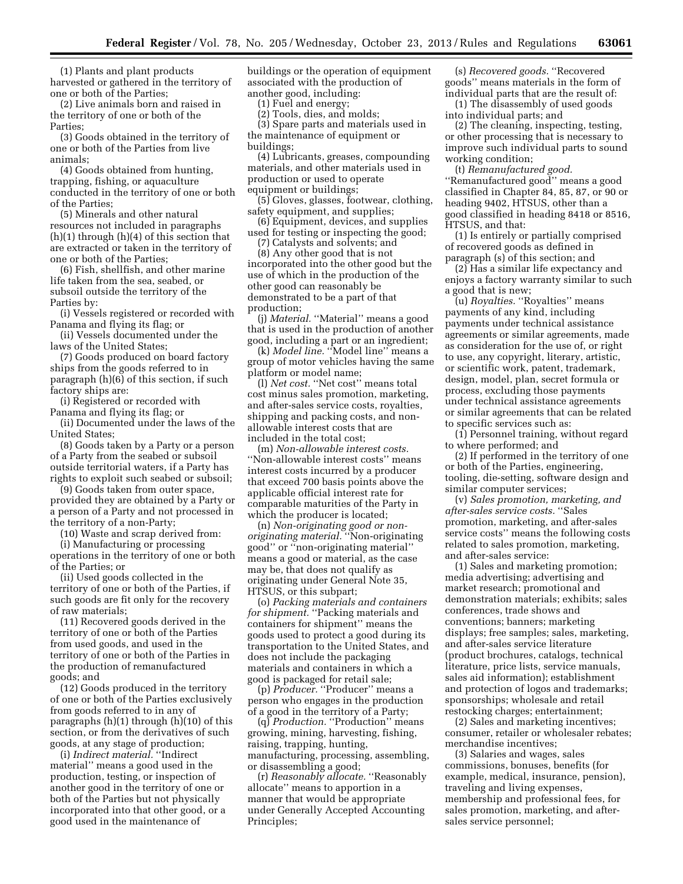(1) Plants and plant products harvested or gathered in the territory of one or both of the Parties;

(2) Live animals born and raised in the territory of one or both of the Parties;

(3) Goods obtained in the territory of one or both of the Parties from live animals;

(4) Goods obtained from hunting, trapping, fishing, or aquaculture conducted in the territory of one or both of the Parties;

(5) Minerals and other natural resources not included in paragraphs (h)(1) through (h)(4) of this section that are extracted or taken in the territory of one or both of the Parties;

(6) Fish, shellfish, and other marine life taken from the sea, seabed, or subsoil outside the territory of the Parties by:

(i) Vessels registered or recorded with Panama and flying its flag; or

(ii) Vessels documented under the laws of the United States;

(7) Goods produced on board factory ships from the goods referred to in paragraph (h)(6) of this section, if such factory ships are:

(i) Registered or recorded with Panama and flying its flag; or

(ii) Documented under the laws of the United States;

(8) Goods taken by a Party or a person of a Party from the seabed or subsoil outside territorial waters, if a Party has rights to exploit such seabed or subsoil;

(9) Goods taken from outer space, provided they are obtained by a Party or a person of a Party and not processed in the territory of a non-Party;

(10) Waste and scrap derived from:

(i) Manufacturing or processing operations in the territory of one or both of the Parties; or

(ii) Used goods collected in the territory of one or both of the Parties, if such goods are fit only for the recovery of raw materials;

(11) Recovered goods derived in the territory of one or both of the Parties from used goods, and used in the territory of one or both of the Parties in the production of remanufactured goods; and

(12) Goods produced in the territory of one or both of the Parties exclusively from goods referred to in any of paragraphs (h)(1) through (h)(10) of this section, or from the derivatives of such goods, at any stage of production;

(i) *Indirect material.* ''Indirect material'' means a good used in the production, testing, or inspection of another good in the territory of one or both of the Parties but not physically incorporated into that other good, or a good used in the maintenance of buildings or the operation of equipment associated with the production of another good, including:

(1) Fuel and energy;

(2) Tools, dies, and molds;

(3) Spare parts and materials used in the maintenance of equipment or buildings;

(4) Lubricants, greases, compounding materials, and other materials used in production or used to operate equipment or buildings;

(5) Gloves, glasses, footwear, clothing, safety equipment, and supplies;

(6) Equipment, devices, and supplies used for testing or inspecting the good;

(7) Catalysts and solvents; and

(8) Any other good that is not incorporated into the other good but the use of which in the production of the other good can reasonably be demonstrated to be a part of that production;

(j) *Material.* ''Material'' means a good that is used in the production of another good, including a part or an ingredient;

(k) *Model line.* ''Model line'' means a group of motor vehicles having the same platform or model name;

(l) *Net cost.* ''Net cost'' means total cost minus sales promotion, marketing, and after-sales service costs, royalties, shipping and packing costs, and non-allowable interest costs that are included in the total cost;

(m) *Non-allowable interest costs.* ''Non-allowable interest costs'' means interest costs incurred by a producer that exceed 700 basis points above the applicable official interest rate for comparable maturities of the Party in which the producer is located;

(n) *Non-originating good or non-originating material.* ''Non-originating good'' or ''non-originating material'' means a good or material, as the case may be, that does not qualify as originating under General Note 35, HTSUS, or this subpart;

(o) *Packing materials and containers for shipment.* ''Packing materials and containers for shipment'' means the goods used to protect a good during its transportation to the United States, and does not include the packaging materials and containers in which a good is packaged for retail sale;

(p) *Producer.* ''Producer'' means a person who engages in the production of a good in the territory of a Party;

(q) *Production.* ''Production'' means growing, mining, harvesting, fishing, raising, trapping, hunting, manufacturing, processing, assembling, or disassembling a good;

(r) *Reasonably allocate.* ''Reasonably allocate'' means to apportion in a manner that would be appropriate under Generally Accepted Accounting Principles;

(s) *Recovered goods.* ''Recovered goods'' means materials in the form of individual parts that are the result of:

(1) The disassembly of used goods into individual parts; and

(2) The cleaning, inspecting, testing, or other processing that is necessary to improve such individual parts to sound working condition;

(t) *Remanufactured good.* ''Remanufactured good'' means a good classified in Chapter 84, 85, 87, or 90 or heading 9402, HTSUS, other than a good classified in heading 8418 or 8516, HTSUS, and that:

(1) Is entirely or partially comprised of recovered goods as defined in paragraph (s) of this section; and

(2) Has a similar life expectancy and enjoys a factory warranty similar to such a good that is new;

(u) *Royalties.* ''Royalties'' means payments of any kind, including payments under technical assistance agreements or similar agreements, made as consideration for the use of, or right to use, any copyright, literary, artistic, or scientific work, patent, trademark, design, model, plan, secret formula or process, excluding those payments under technical assistance agreements or similar agreements that can be related to specific services such as:

(1) Personnel training, without regard to where performed; and

(2) If performed in the territory of one or both of the Parties, engineering, tooling, die-setting, software design and similar computer services;

(v) *Sales promotion, marketing, and after-sales service costs.* ''Sales promotion, marketing, and after-sales service costs'' means the following costs related to sales promotion, marketing, and after-sales service:

(1) Sales and marketing promotion; media advertising; advertising and market research; promotional and demonstration materials; exhibits; sales conferences, trade shows and conventions; banners; marketing displays; free samples; sales, marketing, and after-sales service literature (product brochures, catalogs, technical literature, price lists, service manuals, sales aid information); establishment and protection of logos and trademarks; sponsorships; wholesale and retail restocking charges; entertainment;

(2) Sales and marketing incentives; consumer, retailer or wholesaler rebates; merchandise incentives;

(3) Salaries and wages, sales commissions, bonuses, benefits (for example, medical, insurance, pension), traveling and living expenses, membership and professional fees, for sales promotion, marketing, and after-sales service personnel;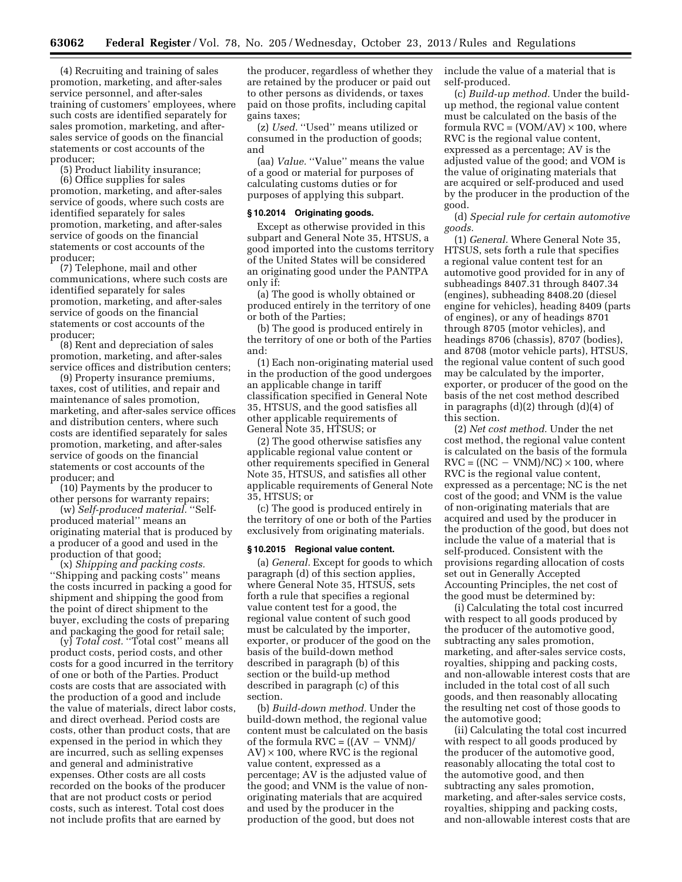(4) Recruiting and training of sales promotion, marketing, and after-sales service personnel, and after-sales training of customers' employees, where such costs are identified separately for sales promotion, marketing, and after-sales service of goods on the financial statements or cost accounts of the producer;

(5) Product liability insurance;

(6) Office supplies for sales promotion, marketing, and after-sales service of goods, where such costs are identified separately for sales promotion, marketing, and after-sales service of goods on the financial statements or cost accounts of the producer;

(7) Telephone, mail and other communications, where such costs are identified separately for sales promotion, marketing, and after-sales service of goods on the financial statements or cost accounts of the producer;

(8) Rent and depreciation of sales promotion, marketing, and after-sales service offices and distribution centers;

(9) Property insurance premiums, taxes, cost of utilities, and repair and maintenance of sales promotion, marketing, and after-sales service offices and distribution centers, where such costs are identified separately for sales promotion, marketing, and after-sales service of goods on the financial statements or cost accounts of the producer; and

(10) Payments by the producer to other persons for warranty repairs;

(w) *Self-produced material.* ''Self-produced material'' means an originating material that is produced by a producer of a good and used in the production of that good;

(x) *Shipping and packing costs.* ''Shipping and packing costs'' means the costs incurred in packing a good for shipment and shipping the good from the point of direct shipment to the buyer, excluding the costs of preparing and packaging the good for retail sale;

(y) *Total cost.* ''Total cost'' means all product costs, period costs, and other costs for a good incurred in the territory of one or both of the Parties. Product costs are costs that are associated with the production of a good and include the value of materials, direct labor costs, and direct overhead. Period costs are costs, other than product costs, that are expensed in the period in which they are incurred, such as selling expenses and general and administrative expenses. Other costs are all costs recorded on the books of the producer that are not product costs or period costs, such as interest. Total cost does not include profits that are earned by the producer, regardless of whether they are retained by the producer or paid out to other persons as dividends, or taxes paid on those profits, including capital gains taxes;

(z) *Used.* ''Used'' means utilized or consumed in the production of goods; and

(aa) *Value.* ''Value'' means the value of a good or material for purposes of calculating customs duties or for purposes of applying this subpart.

### § 10.2014 Originating goods.

Except as otherwise provided in this subpart and General Note 35, HTSUS, a good imported into the customs territory of the United States will be considered an originating good under the PANTPA only if:

(a) The good is wholly obtained or produced entirely in the territory of one or both of the Parties;

(b) The good is produced entirely in the territory of one or both of the Parties and:

(1) Each non-originating material used in the production of the good undergoes an applicable change in tariff classification specified in General Note 35, HTSUS, and the good satisfies all other applicable requirements of General Note 35, HTSUS; or

(2) The good otherwise satisfies any applicable regional value content or other requirements specified in General Note 35, HTSUS, and satisfies all other applicable requirements of General Note 35, HTSUS; or

(c) The good is produced entirely in the territory of one or both of the Parties exclusively from originating materials.

### § 10.2015 Regional value content.

(a) *General.* Except for goods to which paragraph (d) of this section applies, where General Note 35, HTSUS, sets forth a rule that specifies a regional value content test for a good, the regional value content of such good must be calculated by the importer, exporter, or producer of the good on the basis of the build-down method described in paragraph (b) of this section or the build-up method described in paragraph (c) of this section.

(b) *Build-down method.* Under the build-down method, the regional value content must be calculated on the basis of the formula $RVC = ((AV - VNM)/AV) \times 100$, where RVC is the regional value content, expressed as a percentage; AV is the adjusted value of the good; and VNM is the value of non-originating materials that are acquired and used by the producer in the production of the good, but does not include the value of a material that is self-produced.

(c) *Build-up method.* Under the build-up method, the regional value content must be calculated on the basis of the formula $RVC = (VOM/AV) \times 100$, where RVC is the regional value content, expressed as a percentage; AV is the adjusted value of the good; and VOM is the value of originating materials that are acquired or self-produced and used by the producer in the production of the good.

(d) *Special rule for certain automotive goods.*

(1) *General.* Where General Note 35, HTSUS, sets forth a rule that specifies a regional value content test for an automotive good provided for in any of subheadings 8407.31 through 8407.34 (engines), subheading 8408.20 (diesel engine for vehicles), heading 8409 (parts of engines), or any of headings 8701 through 8705 (motor vehicles), and headings 8706 (chassis), 8707 (bodies), and 8708 (motor vehicle parts), HTSUS, the regional value content of such good may be calculated by the importer, exporter, or producer of the good on the basis of the net cost method described in paragraphs (d)(2) through (d)(4) of this section.

(2) *Net cost method.* Under the net cost method, the regional value content is calculated on the basis of the formula $RVC = ((NC - VNM)/NC) \times 100$, where RVC is the regional value content, expressed as a percentage; NC is the net cost of the good; and VNM is the value of non-originating materials that are acquired and used by the producer in the production of the good, but does not include the value of a material that is self-produced. Consistent with the provisions regarding allocation of costs set out in Generally Accepted Accounting Principles, the net cost of the good must be determined by:

(i) Calculating the total cost incurred with respect to all goods produced by the producer of the automotive good, subtracting any sales promotion, marketing, and after-sales service costs, royalties, shipping and packing costs, and non-allowable interest costs that are included in the total cost of all such goods, and then reasonably allocating the resulting net cost of those goods to the automotive good;

(ii) Calculating the total cost incurred with respect to all goods produced by the producer of the automotive good, reasonably allocating the total cost to the automotive good, and then subtracting any sales promotion, marketing, and after-sales service costs, royalties, shipping and packing costs, and non-allowable interest costs that are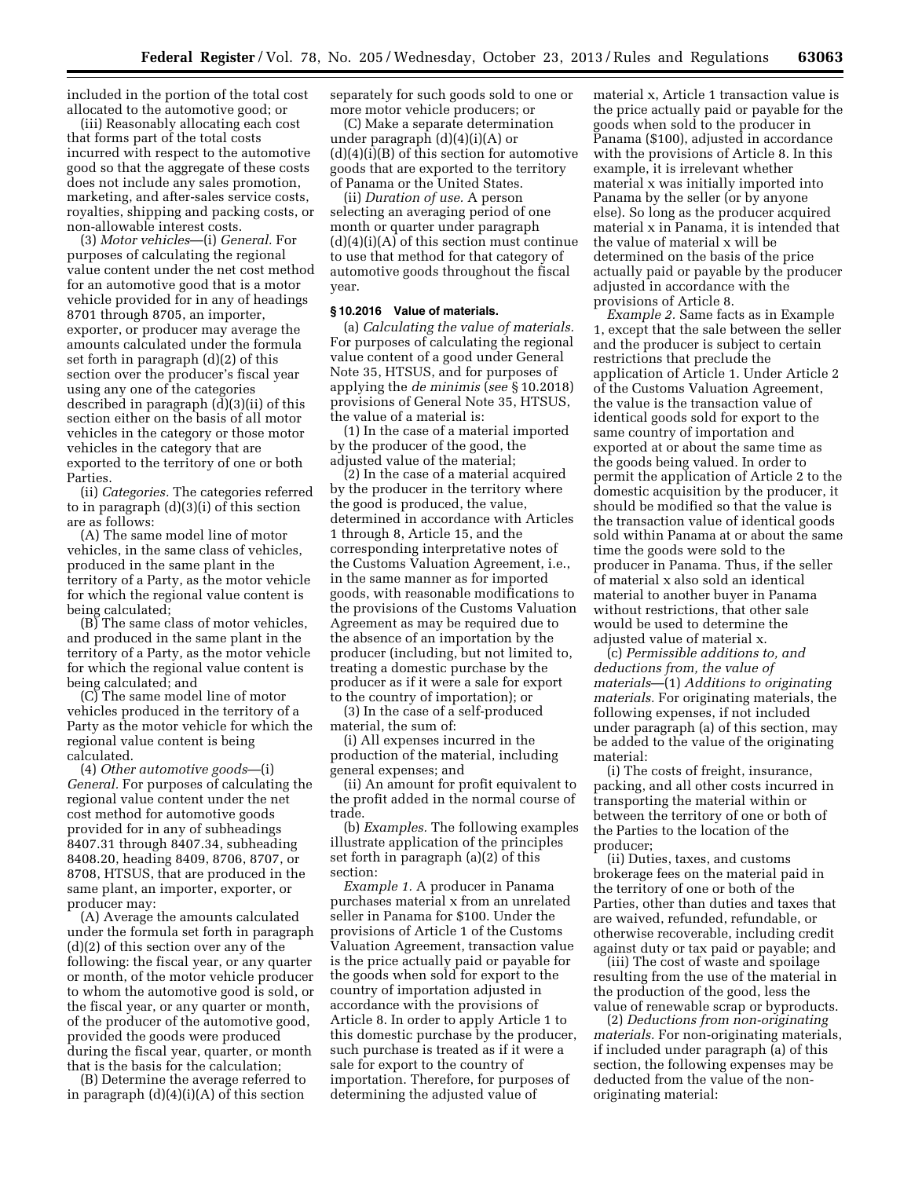included in the portion of the total cost allocated to the automotive good; or

(iii) Reasonably allocating each cost that forms part of the total costs incurred with respect to the automotive good so that the aggregate of these costs does not include any sales promotion, marketing, and after-sales service costs, royalties, shipping and packing costs, or non-allowable interest costs.

(3) *Motor vehicles*—(i) *General.* For purposes of calculating the regional value content under the net cost method for an automotive good that is a motor vehicle provided for in any of headings 8701 through 8705, an importer, exporter, or producer may average the amounts calculated under the formula set forth in paragraph (d)(2) of this section over the producer's fiscal year using any one of the categories described in paragraph (d)(3)(ii) of this section either on the basis of all motor vehicles in the category or those motor vehicles in the category that are exported to the territory of one or both Parties.

(ii) *Categories.* The categories referred to in paragraph (d)(3)(i) of this section are as follows:

(A) The same model line of motor vehicles, in the same class of vehicles, produced in the same plant in the territory of a Party, as the motor vehicle for which the regional value content is being calculated;

(B) The same class of motor vehicles, and produced in the same plant in the territory of a Party, as the motor vehicle for which the regional value content is being calculated; and

(C) The same model line of motor vehicles produced in the territory of a Party as the motor vehicle for which the regional value content is being calculated.

(4) *Other automotive goods*—(i) *General.* For purposes of calculating the regional value content under the net cost method for automotive goods provided for in any of subheadings 8407.31 through 8407.34, subheading 8408.20, heading 8409, 8706, 8707, or 8708, HTSUS, that are produced in the same plant, an importer, exporter, or producer may:

(A) Average the amounts calculated under the formula set forth in paragraph (d)(2) of this section over any of the following: the fiscal year, or any quarter or month, of the motor vehicle producer to whom the automotive good is sold, or the fiscal year, or any quarter or month, of the producer of the automotive good, provided the goods were produced during the fiscal year, quarter, or month that is the basis for the calculation;

(B) Determine the average referred to in paragraph (d)(4)(i)(A) of this section separately for such goods sold to one or more motor vehicle producers; or

(C) Make a separate determination under paragraph (d)(4)(i)(A) or (d)(4)(i)(B) of this section for automotive goods that are exported to the territory of Panama or the United States.

(ii) *Duration of use.* A person selecting an averaging period of one month or quarter under paragraph (d)(4)(i)(A) of this section must continue to use that method for that category of automotive goods throughout the fiscal year.

## § 10.2016 Value of materials.

(a) *Calculating the value of materials.* For purposes of calculating the regional value content of a good under General Note 35, HTSUS, and for purposes of applying the *de minimis* (*see* § 10.2018) provisions of General Note 35, HTSUS, the value of a material is:

(1) In the case of a material imported by the producer of the good, the adjusted value of the material;

(2) In the case of a material acquired by the producer in the territory where the good is produced, the value, determined in accordance with Articles 1 through 8, Article 15, and the corresponding interpretative notes of the Customs Valuation Agreement, i.e., in the same manner as for imported goods, with reasonable modifications to the provisions of the Customs Valuation Agreement as may be required due to the absence of an importation by the producer (including, but not limited to, treating a domestic purchase by the producer as if it were a sale for export to the country of importation); or

(3) In the case of a self-produced material, the sum of:

(i) All expenses incurred in the production of the material, including general expenses; and

(ii) An amount for profit equivalent to the profit added in the normal course of trade.

(b) *Examples.* The following examples illustrate application of the principles set forth in paragraph (a)(2) of this section:

*Example 1.* A producer in Panama purchases material x from an unrelated seller in Panama for $100. Under the provisions of Article 1 of the Customs Valuation Agreement, transaction value is the price actually paid or payable for the goods when sold for export to the country of importation adjusted in accordance with the provisions of Article 8. In order to apply Article 1 to this domestic purchase by the producer, such purchase is treated as if it were a sale for export to the country of importation. Therefore, for purposes of determining the adjusted value of material x, Article 1 transaction value is the price actually paid or payable for the goods when sold to the producer in Panama ($100), adjusted in accordance with the provisions of Article 8. In this example, it is irrelevant whether material x was initially imported into Panama by the seller (or by anyone else). So long as the producer acquired material x in Panama, it is intended that the value of material x will be determined on the basis of the price actually paid or payable by the producer adjusted in accordance with the provisions of Article 8.

*Example 2.* Same facts as in Example 1, except that the sale between the seller and the producer is subject to certain restrictions that preclude the application of Article 1. Under Article 2 of the Customs Valuation Agreement, the value is the transaction value of identical goods sold for export to the same country of importation and exported at or about the same time as the goods being valued. In order to permit the application of Article 2 to the domestic acquisition by the producer, it should be modified so that the value is the transaction value of identical goods sold within Panama at or about the same time the goods were sold to the producer in Panama. Thus, if the seller of material x also sold an identical material to another buyer in Panama without restrictions, that other sale would be used to determine the adjusted value of material x.

(c) *Permissible additions to, and deductions from, the value of materials*—(1) *Additions to originating materials.* For originating materials, the following expenses, if not included under paragraph (a) of this section, may be added to the value of the originating material:

(i) The costs of freight, insurance, packing, and all other costs incurred in transporting the material within or between the territory of one or both of the Parties to the location of the producer;

(ii) Duties, taxes, and customs brokerage fees on the material paid in the territory of one or both of the Parties, other than duties and taxes that are waived, refunded, refundable, or otherwise recoverable, including credit against duty or tax paid or payable; and

(iii) The cost of waste and spoilage resulting from the use of the material in the production of the good, less the value of renewable scrap or byproducts.

(2) *Deductions from non-originating materials.* For non-originating materials, if included under paragraph (a) of this section, the following expenses may be deducted from the value of the non-originating material: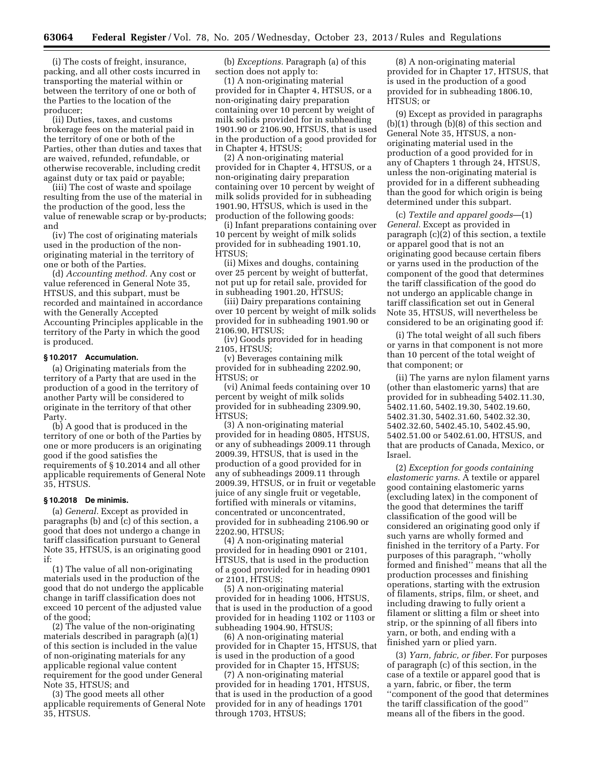(i) The costs of freight, insurance, packing, and all other costs incurred in transporting the material within or between the territory of one or both of the Parties to the location of the producer;

(ii) Duties, taxes, and customs brokerage fees on the material paid in the territory of one or both of the Parties, other than duties and taxes that are waived, refunded, refundable, or otherwise recoverable, including credit against duty or tax paid or payable;

(iii) The cost of waste and spoilage resulting from the use of the material in the production of the good, less the value of renewable scrap or by-products; and

(iv) The cost of originating materials used in the production of the non-originating material in the territory of one or both of the Parties.

(d) *Accounting method.* Any cost or value referenced in General Note 35, HTSUS, and this subpart, must be recorded and maintained in accordance with the Generally Accepted Accounting Principles applicable in the territory of the Party in which the good is produced.

### § 10.2017 Accumulation.

(a) Originating materials from the territory of a Party that are used in the production of a good in the territory of another Party will be considered to originate in the territory of that other Party.

(b) A good that is produced in the territory of one or both of the Parties by one or more producers is an originating good if the good satisfies the requirements of § 10.2014 and all other applicable requirements of General Note 35, HTSUS.

### § 10.2018 De minimis.

(a) *General.* Except as provided in paragraphs (b) and (c) of this section, a good that does not undergo a change in tariff classification pursuant to General Note 35, HTSUS, is an originating good if:

(1) The value of all non-originating materials used in the production of the good that do not undergo the applicable change in tariff classification does not exceed 10 percent of the adjusted value of the good;

(2) The value of the non-originating materials described in paragraph (a)(1) of this section is included in the value of non-originating materials for any applicable regional value content requirement for the good under General Note 35, HTSUS; and

(3) The good meets all other applicable requirements of General Note 35, HTSUS.

(b) *Exceptions.* Paragraph (a) of this section does not apply to:

(1) A non-originating material provided for in Chapter 4, HTSUS, or a non-originating dairy preparation containing over 10 percent by weight of milk solids provided for in subheading 1901.90 or 2106.90, HTSUS, that is used in the production of a good provided for in Chapter 4, HTSUS;

(2) A non-originating material provided for in Chapter 4, HTSUS, or a non-originating dairy preparation containing over 10 percent by weight of milk solids provided for in subheading 1901.90, HTSUS, which is used in the production of the following goods:

(i) Infant preparations containing over 10 percent by weight of milk solids provided for in subheading 1901.10, HTSUS;

(ii) Mixes and doughs, containing over 25 percent by weight of butterfat, not put up for retail sale, provided for in subheading 1901.20, HTSUS;

(iii) Dairy preparations containing over 10 percent by weight of milk solids provided for in subheading 1901.90 or 2106.90, HTSUS;

(iv) Goods provided for in heading 2105, HTSUS;

(v) Beverages containing milk provided for in subheading 2202.90, HTSUS; or

(vi) Animal feeds containing over 10 percent by weight of milk solids provided for in subheading 2309.90, HTSUS;

(3) A non-originating material provided for in heading 0805, HTSUS, or any of subheadings 2009.11 through 2009.39, HTSUS, that is used in the production of a good provided for in any of subheadings 2009.11 through 2009.39, HTSUS, or in fruit or vegetable juice of any single fruit or vegetable, fortified with minerals or vitamins, concentrated or unconcentrated, provided for in subheading 2106.90 or 2202.90, HTSUS;

(4) A non-originating material provided for in heading 0901 or 2101, HTSUS, that is used in the production of a good provided for in heading 0901 or 2101, HTSUS;

(5) A non-originating material provided for in heading 1006, HTSUS, that is used in the production of a good provided for in heading 1102 or 1103 or subheading 1904.90, HTSUS;

(6) A non-originating material provided for in Chapter 15, HTSUS, that is used in the production of a good provided for in Chapter 15, HTSUS;

(7) A non-originating material provided for in heading 1701, HTSUS, that is used in the production of a good provided for in any of headings 1701 through 1703, HTSUS;

(8) A non-originating material provided for in Chapter 17, HTSUS, that is used in the production of a good provided for in subheading 1806.10, HTSUS; or

(9) Except as provided in paragraphs (b)(1) through (b)(8) of this section and General Note 35, HTSUS, a non-originating material used in the production of a good provided for in any of Chapters 1 through 24, HTSUS, unless the non-originating material is provided for in a different subheading than the good for which origin is being determined under this subpart.

(c) *Textile and apparel goods*—(1) *General.* Except as provided in paragraph (c)(2) of this section, a textile or apparel good that is not an originating good because certain fibers or yarns used in the production of the component of the good that determines the tariff classification of the good do not undergo an applicable change in tariff classification set out in General Note 35, HTSUS, will nevertheless be considered to be an originating good if:

(i) The total weight of all such fibers or yarns in that component is not more than 10 percent of the total weight of that component; or

(ii) The yarns are nylon filament yarns (other than elastomeric yarns) that are provided for in subheading 5402.11.30, 5402.11.60, 5402.19.30, 5402.19.60, 5402.31.30, 5402.31.60, 5402.32.30, 5402.32.60, 5402.45.10, 5402.45.90, 5402.51.00 or 5402.61.00, HTSUS, and that are products of Canada, Mexico, or Israel.

(2) *Exception for goods containing elastomeric yarns.* A textile or apparel good containing elastomeric yarns (excluding latex) in the component of the good that determines the tariff classification of the good will be considered an originating good only if such yarns are wholly formed and finished in the territory of a Party. For purposes of this paragraph, ''wholly formed and finished'' means that all the production processes and finishing operations, starting with the extrusion of filaments, strips, film, or sheet, and including drawing to fully orient a filament or slitting a film or sheet into strip, or the spinning of all fibers into yarn, or both, and ending with a finished yarn or plied yarn.

(3) *Yarn, fabric, or fiber.* For purposes of paragraph (c) of this section, in the case of a textile or apparel good that is a yarn, fabric, or fiber, the term ''component of the good that determines the tariff classification of the good'' means all of the fibers in the good.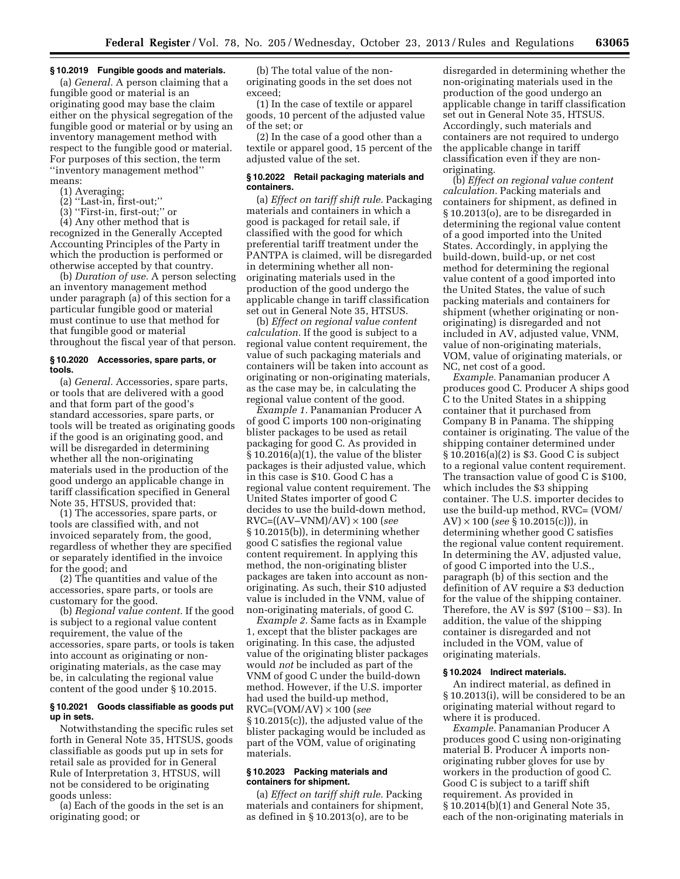### § 10.2019 Fungible goods and materials.

(a) *General.* A person claiming that a fungible good or material is an originating good may base the claim either on the physical segregation of the fungible good or material or by using an inventory management method with respect to the fungible good or material. For purposes of this section, the term ''inventory management method'' means:

(1) Averaging;

(2) ''Last-in, first-out;''

(3) ''First-in, first-out;'' or

(4) Any other method that is recognized in the Generally Accepted Accounting Principles of the Party in which the production is performed or otherwise accepted by that country.

(b) *Duration of use.* A person selecting an inventory management method under paragraph (a) of this section for a particular fungible good or material must continue to use that method for that fungible good or material throughout the fiscal year of that person.

### § 10.2020 Accessories, spare parts, or tools.

(a) *General.* Accessories, spare parts, or tools that are delivered with a good and that form part of the good's standard accessories, spare parts, or tools will be treated as originating goods if the good is an originating good, and will be disregarded in determining whether all the non-originating materials used in the production of the good undergo an applicable change in tariff classification specified in General Note 35, HTSUS, provided that:

(1) The accessories, spare parts, or tools are classified with, and not invoiced separately from, the good, regardless of whether they are specified or separately identified in the invoice for the good; and

(2) The quantities and value of the accessories, spare parts, or tools are customary for the good.

(b) *Regional value content.* If the good is subject to a regional value content requirement, the value of the accessories, spare parts, or tools is taken into account as originating or non-originating materials, as the case may be, in calculating the regional value content of the good under § 10.2015.

### § 10.2021 Goods classifiable as goods put up in sets.

Notwithstanding the specific rules set forth in General Note 35, HTSUS, goods classifiable as goods put up in sets for retail sale as provided for in General Rule of Interpretation 3, HTSUS, will not be considered to be originating goods unless:

(a) Each of the goods in the set is an originating good; or

(b) The total value of the non-originating goods in the set does not exceed;

(1) In the case of textile or apparel goods, 10 percent of the adjusted value of the set; or

(2) In the case of a good other than a textile or apparel good, 15 percent of the adjusted value of the set.

### § 10.2022 Retail packaging materials and containers.

(a) *Effect on tariff shift rule.* Packaging materials and containers in which a good is packaged for retail sale, if classified with the good for which preferential tariff treatment under the PANTPA is claimed, will be disregarded in determining whether all non-originating materials used in the production of the good undergo the applicable change in tariff classification set out in General Note 35, HTSUS.

(b) *Effect on regional value content calculation.* If the good is subject to a regional value content requirement, the value of such packaging materials and containers will be taken into account as originating or non-originating materials, as the case may be, in calculating the regional value content of the good.

*Example 1.* Panamanian Producer A of good C imports 100 non-originating blister packages to be used as retail packaging for good C. As provided in § 10.2016(a)(1), the value of the blister packages is their adjusted value, which in this case is $10. Good C has a regional value content requirement. The United States importer of good C decides to use the build-down method, $RVC=((AV-VNM)/AV) \times 100$ (*see* § 10.2015(b)), in determining whether good C satisfies the regional value content requirement. In applying this method, the non-originating blister packages are taken into account as non-originating. As such, their $10 adjusted value is included in the VNM, value of non-originating materials, of good C.

*Example 2.* Same facts as in Example 1, except that the blister packages are originating. In this case, the adjusted value of the originating blister packages would *not* be included as part of the VNM of good C under the build-down method. However, if the U.S. importer had used the build-up method, $RVC=(VOM/AV) \times 100$ (*see* § 10.2015(c)), the adjusted value of the blister packaging would be included as part of the VOM, value of originating materials.

### § 10.2023 Packing materials and containers for shipment.

(a) *Effect on tariff shift rule.* Packing materials and containers for shipment, as defined in § 10.2013(o), are to be disregarded in determining whether the non-originating materials used in the production of the good undergo an applicable change in tariff classification set out in General Note 35, HTSUS. Accordingly, such materials and containers are not required to undergo the applicable change in tariff classification even if they are non-originating.

(b) *Effect on regional value content calculation.* Packing materials and containers for shipment, as defined in § 10.2013(o), are to be disregarded in determining the regional value content of a good imported into the United States. Accordingly, in applying the build-down, build-up, or net cost method for determining the regional value content of a good imported into the United States, the value of such packing materials and containers for shipment (whether originating or non-originating) is disregarded and not included in AV, adjusted value, VNM, value of non-originating materials, VOM, value of originating materials, or NC, net cost of a good.

*Example.* Panamanian producer A produces good C. Producer A ships good C to the United States in a shipping container that it purchased from Company B in Panama. The shipping container is originating. The value of the shipping container determined under § 10.2016(a)(2) is $3. Good C is subject to a regional value content requirement. The transaction value of good C is $100, which includes the $3 shipping container. The U.S. importer decides to use the build-up method, $RVC= (VOM/AV) \times 100$ (*see* § 10.2015(c)), in determining whether good C satisfies the regional value content requirement. In determining the AV, adjusted value, of good C imported into the U.S., paragraph (b) of this section and the definition of AV require a $3 deduction for the value of the shipping container. Therefore, the AV is $97 ($100 − $3). In addition, the value of the shipping container is disregarded and not included in the VOM, value of originating materials.

### § 10.2024 Indirect materials.

An indirect material, as defined in § 10.2013(i), will be considered to be an originating material without regard to where it is produced.

*Example.* Panamanian Producer A produces good C using non-originating material B. Producer A imports non-originating rubber gloves for use by workers in the production of good C. Good C is subject to a tariff shift requirement. As provided in § 10.2014(b)(1) and General Note 35, each of the non-originating materials in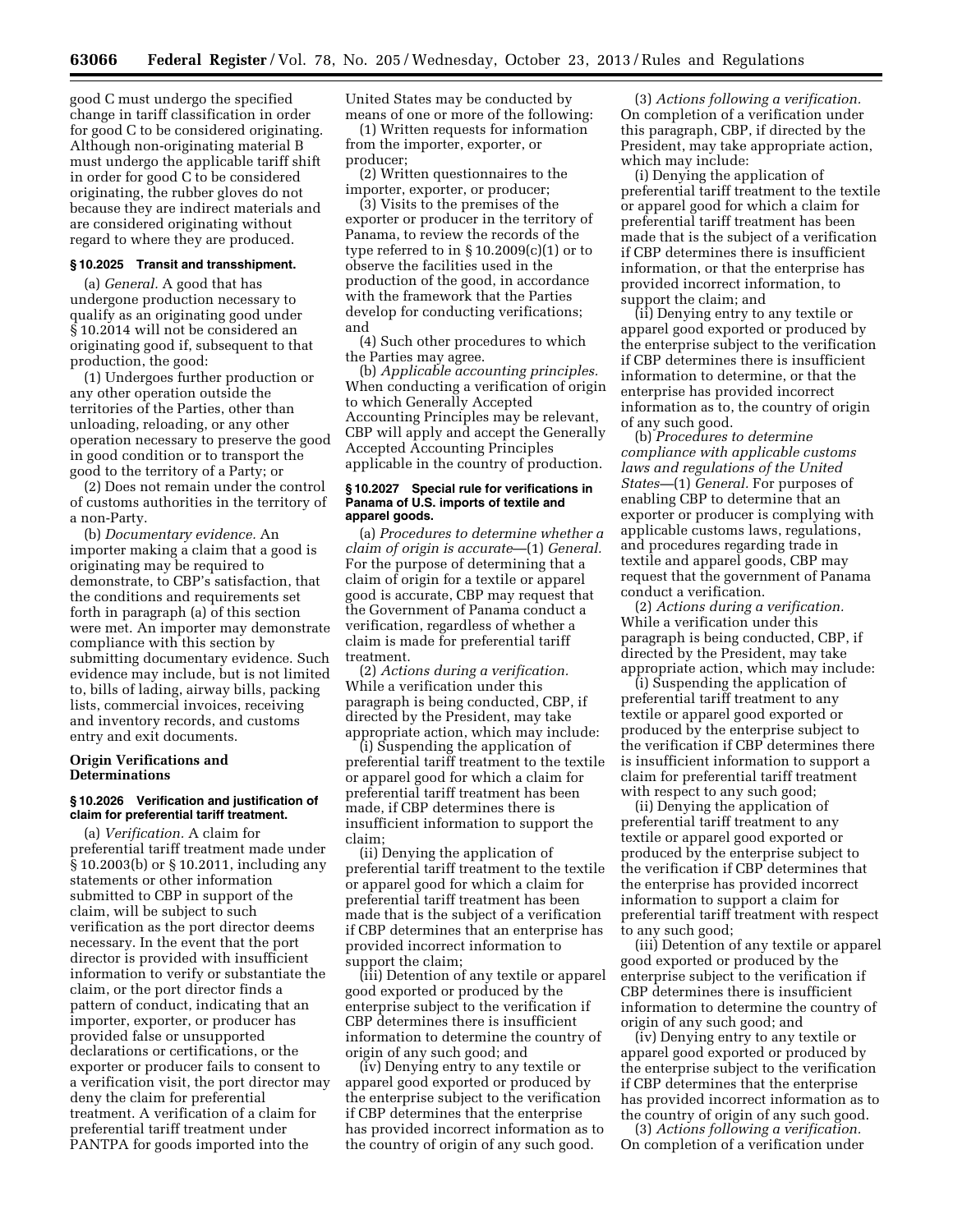good C must undergo the specified change in tariff classification in order for good C to be considered originating. Although non-originating material B must undergo the applicable tariff shift in order for good C to be considered originating, the rubber gloves do not because they are indirect materials and are considered originating without regard to where they are produced.

#### § 10.2025 Transit and transshipment.

(a) *General.* A good that has undergone production necessary to qualify as an originating good under § 10.2014 will not be considered an originating good if, subsequent to that production, the good:

(1) Undergoes further production or any other operation outside the territories of the Parties, other than unloading, reloading, or any other operation necessary to preserve the good in good condition or to transport the good to the territory of a Party; or

(2) Does not remain under the control of customs authorities in the territory of a non-Party.

(b) *Documentary evidence.* An importer making a claim that a good is originating may be required to demonstrate, to CBP's satisfaction, that the conditions and requirements set forth in paragraph (a) of this section were met. An importer may demonstrate compliance with this section by submitting documentary evidence. Such evidence may include, but is not limited to, bills of lading, airway bills, packing lists, commercial invoices, receiving and inventory records, and customs entry and exit documents.

### Origin Verifications and Determinations

#### § 10.2026 Verification and justification of claim for preferential tariff treatment.

(a) *Verification.* A claim for preferential tariff treatment made under § 10.2003(b) or § 10.2011, including any statements or other information submitted to CBP in support of the claim, will be subject to such verification as the port director deems necessary. In the event that the port director is provided with insufficient information to verify or substantiate the claim, or the port director finds a pattern of conduct, indicating that an importer, exporter, or producer has provided false or unsupported declarations or certifications, or the exporter or producer fails to consent to a verification visit, the port director may deny the claim for preferential treatment. A verification of a claim for preferential tariff treatment under PANTPA for goods imported into the United States may be conducted by means of one or more of the following:

(1) Written requests for information from the importer, exporter, or producer;

(2) Written questionnaires to the importer, exporter, or producer;

(3) Visits to the premises of the exporter or producer in the territory of Panama, to review the records of the type referred to in § 10.2009(c)(1) or to observe the facilities used in the production of the good, in accordance with the framework that the Parties develop for conducting verifications; and

(4) Such other procedures to which the Parties may agree.

(b) *Applicable accounting principles.* When conducting a verification of origin to which Generally Accepted Accounting Principles may be relevant, CBP will apply and accept the Generally Accepted Accounting Principles applicable in the country of production.

#### § 10.2027 Special rule for verifications in Panama of U.S. imports of textile and apparel goods.

(a) *Procedures to determine whether a claim of origin is accurate*—(1) *General.* For the purpose of determining that a claim of origin for a textile or apparel good is accurate, CBP may request that the Government of Panama conduct a verification, regardless of whether a claim is made for preferential tariff treatment.

(2) *Actions during a verification.* While a verification under this paragraph is being conducted, CBP, if directed by the President, may take appropriate action, which may include:

(i) Suspending the application of preferential tariff treatment to the textile or apparel good for which a claim for preferential tariff treatment has been made, if CBP determines there is insufficient information to support the claim;

(ii) Denying the application of preferential tariff treatment to the textile or apparel good for which a claim for preferential tariff treatment has been made that is the subject of a verification if CBP determines that an enterprise has provided incorrect information to support the claim;

(iii) Detention of any textile or apparel good exported or produced by the enterprise subject to the verification if CBP determines there is insufficient information to determine the country of origin of any such good; and

(iv) Denying entry to any textile or apparel good exported or produced by the enterprise subject to the verification if CBP determines that the enterprise has provided incorrect information as to the country of origin of any such good.

(3) *Actions following a verification.* On completion of a verification under this paragraph, CBP, if directed by the President, may take appropriate action, which may include:

(i) Denying the application of preferential tariff treatment to the textile or apparel good for which a claim for preferential tariff treatment has been made that is the subject of a verification if CBP determines there is insufficient information, or that the enterprise has provided incorrect information, to support the claim; and

(ii) Denying entry to any textile or apparel good exported or produced by the enterprise subject to the verification if CBP determines there is insufficient information to determine, or that the enterprise has provided incorrect information as to, the country of origin of any such good.

(b) *Procedures to determine compliance with applicable customs laws and regulations of the United States*—(1) *General.* For purposes of enabling CBP to determine that an exporter or producer is complying with applicable customs laws, regulations, and procedures regarding trade in textile and apparel goods, CBP may request that the government of Panama conduct a verification.

(2) *Actions during a verification.* While a verification under this paragraph is being conducted, CBP, if directed by the President, may take appropriate action, which may include:

(i) Suspending the application of preferential tariff treatment to any textile or apparel good exported or produced by the enterprise subject to the verification if CBP determines there is insufficient information to support a claim for preferential tariff treatment with respect to any such good;

(ii) Denying the application of preferential tariff treatment to any textile or apparel good exported or produced by the enterprise subject to the verification if CBP determines that the enterprise has provided incorrect information to support a claim for preferential tariff treatment with respect to any such good;

(iii) Detention of any textile or apparel good exported or produced by the enterprise subject to the verification if CBP determines there is insufficient information to determine the country of origin of any such good; and

(iv) Denying entry to any textile or apparel good exported or produced by the enterprise subject to the verification if CBP determines that the enterprise has provided incorrect information as to the country of origin of any such good.

(3) *Actions following a verification.* On completion of a verification under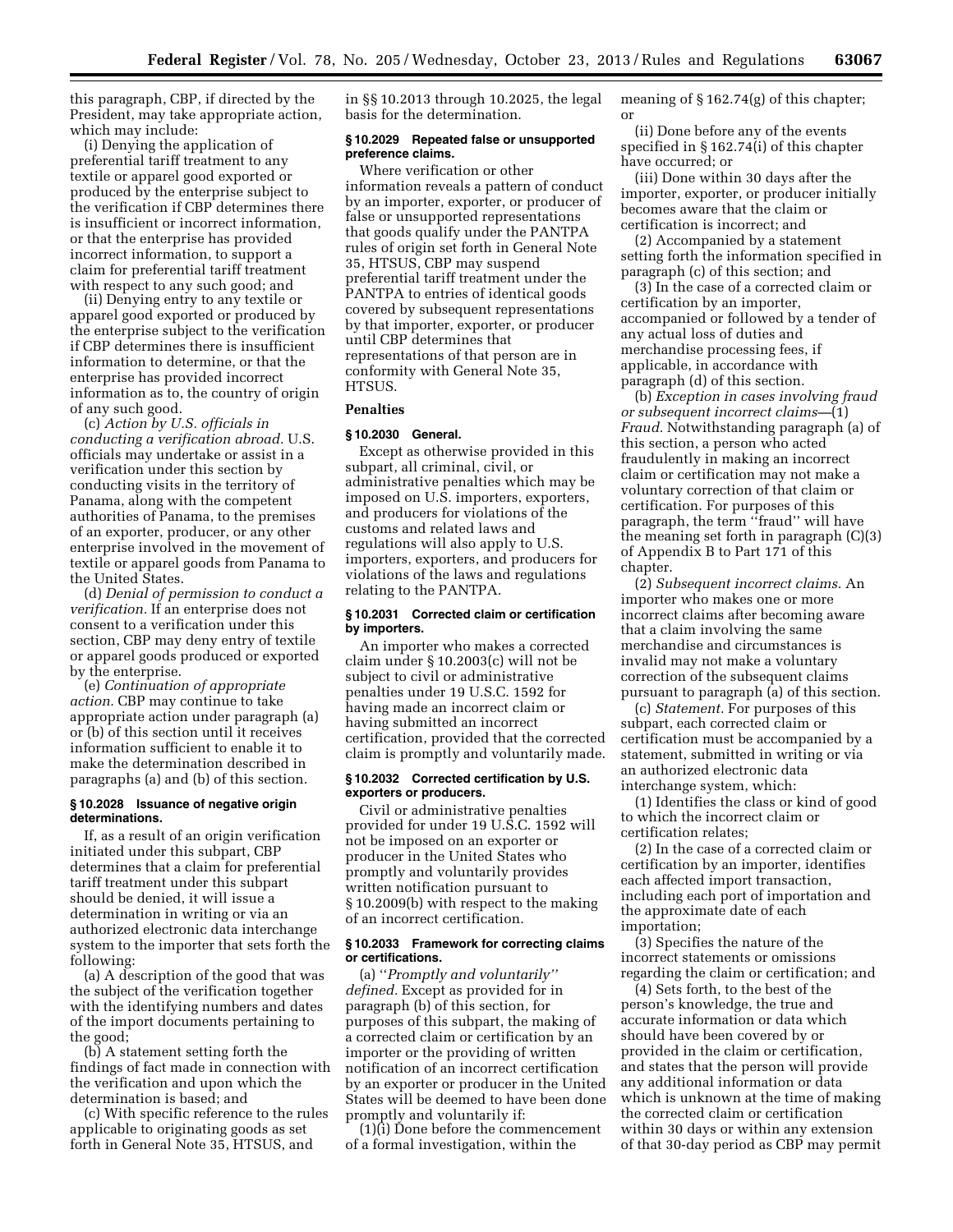this paragraph, CBP, if directed by the President, may take appropriate action, which may include:

(i) Denying the application of preferential tariff treatment to any textile or apparel good exported or produced by the enterprise subject to the verification if CBP determines there is insufficient or incorrect information, or that the enterprise has provided incorrect information, to support a claim for preferential tariff treatment with respect to any such good; and

(ii) Denying entry to any textile or apparel good exported or produced by the enterprise subject to the verification if CBP determines there is insufficient information to determine, or that the enterprise has provided incorrect information as to, the country of origin of any such good.

(c) *Action by U.S. officials in conducting a verification abroad.* U.S. officials may undertake or assist in a verification under this section by conducting visits in the territory of Panama, along with the competent authorities of Panama, to the premises of an exporter, producer, or any other enterprise involved in the movement of textile or apparel goods from Panama to the United States.

(d) *Denial of permission to conduct a verification.* If an enterprise does not consent to a verification under this section, CBP may deny entry of textile or apparel goods produced or exported by the enterprise.

(e) *Continuation of appropriate action.* CBP may continue to take appropriate action under paragraph (a) or (b) of this section until it receives information sufficient to enable it to make the determination described in paragraphs (a) and (b) of this section.

#### § 10.2028 Issuance of negative origin determinations.

If, as a result of an origin verification initiated under this subpart, CBP determines that a claim for preferential tariff treatment under this subpart should be denied, it will issue a determination in writing or via an authorized electronic data interchange system to the importer that sets forth the following:

(a) A description of the good that was the subject of the verification together with the identifying numbers and dates of the import documents pertaining to the good;

(b) A statement setting forth the findings of fact made in connection with the verification and upon which the determination is based; and

(c) With specific reference to the rules applicable to originating goods as set forth in General Note 35, HTSUS, and in §§ 10.2013 through 10.2025, the legal basis for the determination.

#### § 10.2029 Repeated false or unsupported preference claims.

Where verification or other information reveals a pattern of conduct by an importer, exporter, or producer of false or unsupported representations that goods qualify under the PANTPA rules of origin set forth in General Note 35, HTSUS, CBP may suspend preferential tariff treatment under the PANTPA to entries of identical goods covered by subsequent representations by that importer, exporter, or producer until CBP determines that representations of that person are in conformity with General Note 35, HTSUS.

### Penalties

#### § 10.2030 General.

Except as otherwise provided in this subpart, all criminal, civil, or administrative penalties which may be imposed on U.S. importers, exporters, and producers for violations of the customs and related laws and regulations will also apply to U.S. importers, exporters, and producers for violations of the laws and regulations relating to the PANTPA.

#### § 10.2031 Corrected claim or certification by importers.

An importer who makes a corrected claim under § 10.2003(c) will not be subject to civil or administrative penalties under 19 U.S.C. 1592 for having made an incorrect claim or having submitted an incorrect certification, provided that the corrected claim is promptly and voluntarily made.

#### § 10.2032 Corrected certification by U.S. exporters or producers.

Civil or administrative penalties provided for under 19 U.S.C. 1592 will not be imposed on an exporter or producer in the United States who promptly and voluntarily provides written notification pursuant to § 10.2009(b) with respect to the making of an incorrect certification.

#### § 10.2033 Framework for correcting claims or certifications.

(a) *''Promptly and voluntarily'' defined.* Except as provided for in paragraph (b) of this section, for purposes of this subpart, the making of a corrected claim or certification by an importer or the providing of written notification of an incorrect certification by an exporter or producer in the United States will be deemed to have been done promptly and voluntarily if:

(1)(i) Done before the commencement of a formal investigation, within the meaning of § 162.74(g) of this chapter; or

(ii) Done before any of the events specified in § 162.74(i) of this chapter have occurred; or

(iii) Done within 30 days after the importer, exporter, or producer initially becomes aware that the claim or certification is incorrect; and

(2) Accompanied by a statement setting forth the information specified in paragraph (c) of this section; and

(3) In the case of a corrected claim or certification by an importer, accompanied or followed by a tender of any actual loss of duties and merchandise processing fees, if applicable, in accordance with paragraph (d) of this section.

(b) *Exception in cases involving fraud or subsequent incorrect claims*—(1) *Fraud.* Notwithstanding paragraph (a) of this section, a person who acted fraudulently in making an incorrect claim or certification may not make a voluntary correction of that claim or certification. For purposes of this paragraph, the term ''fraud'' will have the meaning set forth in paragraph (C)(3) of Appendix B to Part 171 of this chapter.

(2) *Subsequent incorrect claims.* An importer who makes one or more incorrect claims after becoming aware that a claim involving the same merchandise and circumstances is invalid may not make a voluntary correction of the subsequent claims pursuant to paragraph (a) of this section.

(c) *Statement.* For purposes of this subpart, each corrected claim or certification must be accompanied by a statement, submitted in writing or via an authorized electronic data interchange system, which:

(1) Identifies the class or kind of good to which the incorrect claim or certification relates;

(2) In the case of a corrected claim or certification by an importer, identifies each affected import transaction, including each port of importation and the approximate date of each importation;

(3) Specifies the nature of the incorrect statements or omissions regarding the claim or certification; and

(4) Sets forth, to the best of the person's knowledge, the true and accurate information or data which should have been covered by or provided in the claim or certification, and states that the person will provide any additional information or data which is unknown at the time of making the corrected claim or certification within 30 days or within any extension of that 30-day period as CBP may permit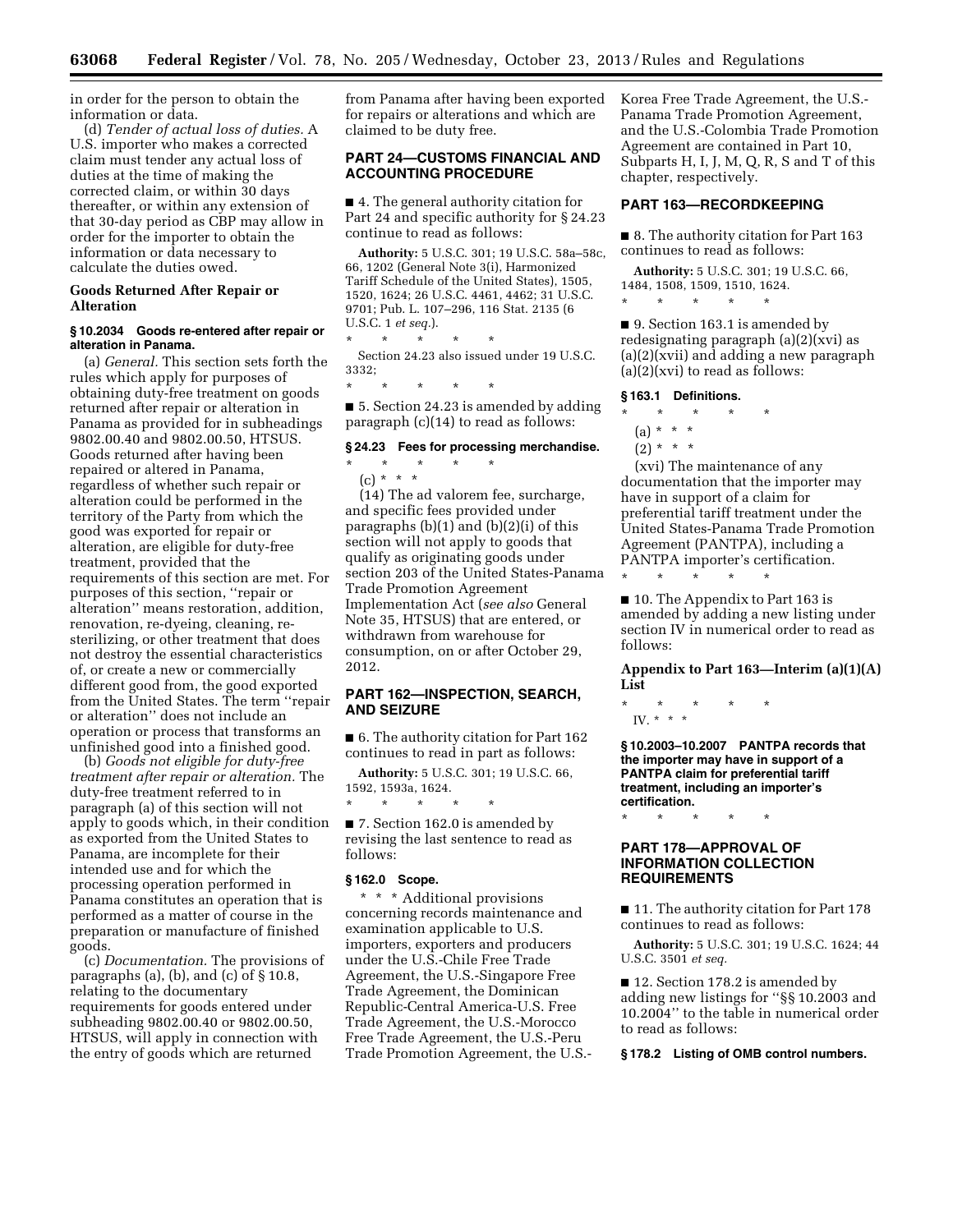in order for the person to obtain the information or data.

(d) *Tender of actual loss of duties.* A U.S. importer who makes a corrected claim must tender any actual loss of duties at the time of making the corrected claim, or within 30 days thereafter, or within any extension of that 30-day period as CBP may allow in order for the importer to obtain the information or data necessary to calculate the duties owed.

**Goods Returned After Repair or Alteration**

**§ 10.2034 Goods re-entered after repair or alteration in Panama.**

(a) *General.* This section sets forth the rules which apply for purposes of obtaining duty-free treatment on goods returned after repair or alteration in Panama as provided for in subheadings 9802.00.40 and 9802.00.50, HTSUS. Goods returned after having been repaired or altered in Panama, regardless of whether such repair or alteration could be performed in the territory of the Party from which the good was exported for repair or alteration, are eligible for duty-free treatment, provided that the requirements of this section are met. For purposes of this section, ''repair or alteration'' means restoration, addition, renovation, re-dyeing, cleaning, re-sterilizing, or other treatment that does not destroy the essential characteristics of, or create a new or commercially different good from, the good exported from the United States. The term ''repair or alteration'' does not include an operation or process that transforms an unfinished good into a finished good.

(b) *Goods not eligible for duty-free treatment after repair or alteration.* The duty-free treatment referred to in paragraph (a) of this section will not apply to goods which, in their condition as exported from the United States to Panama, are incomplete for their intended use and for which the processing operation performed in Panama constitutes an operation that is performed as a matter of course in the preparation or manufacture of finished goods.

(c) *Documentation.* The provisions of paragraphs (a), (b), and (c) of § 10.8, relating to the documentary requirements for goods entered under subheading 9802.00.40 or 9802.00.50, HTSUS, will apply in connection with the entry of goods which are returned from Panama after having been exported for repairs or alterations and which are claimed to be duty free.

## PART 24—CUSTOMS FINANCIAL AND ACCOUNTING PROCEDURE

■ 4. The general authority citation for Part 24 and specific authority for § 24.23 continue to read as follows:

**Authority:** 5 U.S.C. 301; 19 U.S.C. 58a–58c, 66, 1202 (General Note 3(i), Harmonized Tariff Schedule of the United States), 1505, 1520, 1624; 26 U.S.C. 4461, 4462; 31 U.S.C. 9701; Pub. L. 107–296, 116 Stat. 2135 (6 U.S.C. 1 *et seq.*).

\* \* \* \* \*

Section 24.23 also issued under 19 U.S.C. 3332;

\* \* \* \* \*

■ 5. Section 24.23 is amended by adding paragraph (c)(14) to read as follows:

**§ 24.23 Fees for processing merchandise.**

\* \* \* \* \*

(c) \* \* \*

(14) The ad valorem fee, surcharge, and specific fees provided under paragraphs (b)(1) and (b)(2)(i) of this section will not apply to goods that qualify as originating goods under section 203 of the United States-Panama Trade Promotion Agreement Implementation Act (*see also* General Note 35, HTSUS) that are entered, or withdrawn from warehouse for consumption, on or after October 29, 2012.

## PART 162—INSPECTION, SEARCH, AND SEIZURE

■ 6. The authority citation for Part 162 continues to read in part as follows:

**Authority:** 5 U.S.C. 301; 19 U.S.C. 66, 1592, 1593a, 1624.

\* \* \* \* \*

■ 7. Section 162.0 is amended by revising the last sentence to read as follows:

**§ 162.0 Scope.**

\* \* \* Additional provisions concerning records maintenance and examination applicable to U.S. importers, exporters and producers under the U.S.-Chile Free Trade Agreement, the U.S.-Singapore Free Trade Agreement, the Dominican Republic-Central America-U.S. Free Trade Agreement, the U.S.-Morocco Free Trade Agreement, the U.S.-Peru Trade Promotion Agreement, the U.S.-Korea Free Trade Agreement, the U.S.-Panama Trade Promotion Agreement, and the U.S.-Colombia Trade Promotion Agreement are contained in Part 10, Subparts H, I, J, M, Q, R, S and T of this chapter, respectively.

## PART 163—RECORDKEEPING

■ 8. The authority citation for Part 163 continues to read as follows:

**Authority:** 5 U.S.C. 301; 19 U.S.C. 66, 1484, 1508, 1509, 1510, 1624.

\* \* \* \* \*

■ 9. Section 163.1 is amended by redesignating paragraph (a)(2)(xvi) as (a)(2)(xvii) and adding a new paragraph (a)(2)(xvi) to read as follows:

**§ 163.1 Definitions.**

\* \* \* \* \*

(a) \* \* \*

(2) \* \* \*

(xvi) The maintenance of any documentation that the importer may have in support of a claim for preferential tariff treatment under the United States-Panama Trade Promotion Agreement (PANTPA), including a PANTPA importer's certification.

\* \* \* \* \*

■ 10. The Appendix to Part 163 is amended by adding a new listing under section IV in numerical order to read as follows:

**Appendix to Part 163—Interim (a)(1)(A) List**

\* \* \* \* \*

IV. \* \* \*

**§ 10.2003–10.2007 PANTPA records that the importer may have in support of a PANTPA claim for preferential tariff treatment, including an importer's certification.**

\* \* \* \* \*

## PART 178—APPROVAL OF INFORMATION COLLECTION REQUIREMENTS

■ 11. The authority citation for Part 178 continues to read as follows:

**Authority:** 5 U.S.C. 301; 19 U.S.C. 1624; 44 U.S.C. 3501 *et seq.*

■ 12. Section 178.2 is amended by adding new listings for ''§§ 10.2003 and 10.2004'' to the table in numerical order to read as follows:

**§ 178.2 Listing of OMB control numbers.**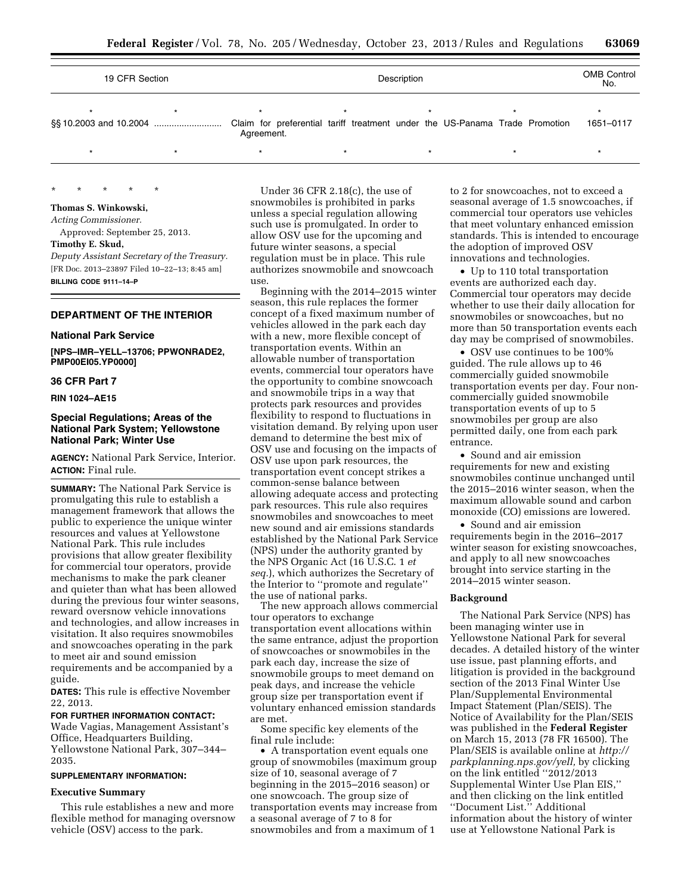| 19 CFR Section | Description | OMB Control No. |
| --- | --- | --- |
| * * | * * * * | * |
| §§ 10.2003 and 10.2004 .......................... | Claim for preferential tariff treatment under the US-Panama Trade Promotion Agreement. | 1651–0117 |
| * * | * * * * | * |

\* \* \* \* \*

**Thomas S. Winkowski,**

*Acting Commissioner.*

Approved: September 25, 2013.

**Timothy E. Skud,**

*Deputy Assistant Secretary of the Treasury.*

[FR Doc. 2013–23897 Filed 10–22–13; 8:45 am]

**BILLING CODE 9111–14–P**

## DEPARTMENT OF THE INTERIOR

### National Park Service

**[NPS–IMR–YELL–13706; PPWONRADE2, PMP00EI05.YP0000]**

### 36 CFR Part 7

**RIN 1024–AE15**

## Special Regulations; Areas of the National Park System; Yellowstone National Park; Winter Use

**AGENCY:** National Park Service, Interior.

**ACTION:** Final rule.

**SUMMARY:** The National Park Service is promulgating this rule to establish a management framework that allows the public to experience the unique winter resources and values at Yellowstone National Park. This rule includes provisions that allow greater flexibility for commercial tour operators, provide mechanisms to make the park cleaner and quieter than what has been allowed during the previous four winter seasons, reward oversnow vehicle innovations and technologies, and allow increases in visitation. It also requires snowmobiles and snowcoaches operating in the park to meet air and sound emission requirements and be accompanied by a guide.

**DATES:** This rule is effective November 22, 2013.

**FOR FURTHER INFORMATION CONTACT:** Wade Vagias, Management Assistant's Office, Headquarters Building, Yellowstone National Park, 307–344–2035.

**SUPPLEMENTARY INFORMATION:**

### Executive Summary

This rule establishes a new and more flexible method for managing oversnow vehicle (OSV) access to the park.

Under 36 CFR 2.18(c), the use of snowmobiles is prohibited in parks unless a special regulation allowing such use is promulgated. In order to allow OSV use for the upcoming and future winter seasons, a special regulation must be in place. This rule authorizes snowmobile and snowcoach use.

Beginning with the 2014–2015 winter season, this rule replaces the former concept of a fixed maximum number of vehicles allowed in the park each day with a new, more flexible concept of transportation events. Within an allowable number of transportation events, commercial tour operators have the opportunity to combine snowcoach and snowmobile trips in a way that protects park resources and provides flexibility to respond to fluctuations in visitation demand. By relying upon user demand to determine the best mix of OSV use and focusing on the impacts of OSV use upon park resources, the transportation event concept strikes a common-sense balance between allowing adequate access and protecting park resources. This rule also requires snowmobiles and snowcoaches to meet new sound and air emissions standards established by the National Park Service (NPS) under the authority granted by the NPS Organic Act (16 U.S.C. 1 *et seq.*), which authorizes the Secretary of the Interior to ''promote and regulate'' the use of national parks.

The new approach allows commercial tour operators to exchange transportation event allocations within the same entrance, adjust the proportion of snowcoaches or snowmobiles in the park each day, increase the size of snowmobile groups to meet demand on peak days, and increase the vehicle group size per transportation event if voluntary enhanced emission standards are met.

Some specific key elements of the final rule include:

- A transportation event equals one group of snowmobiles (maximum group size of 10, seasonal average of 7 beginning in the 2015–2016 season) or one snowcoach. The group size of transportation events may increase from a seasonal average of 7 to 8 for snowmobiles and from a maximum of 1 to 2 for snowcoaches, not to exceed a seasonal average of 1.5 snowcoaches, if commercial tour operators use vehicles that meet voluntary enhanced emission standards. This is intended to encourage the adoption of improved OSV innovations and technologies.
- Up to 110 total transportation events are authorized each day. Commercial tour operators may decide whether to use their daily allocation for snowmobiles or snowcoaches, but no more than 50 transportation events each day may be comprised of snowmobiles.
- OSV use continues to be 100% guided. The rule allows up to 46 commercially guided snowmobile transportation events per day. Four non-commercially guided snowmobile transportation events of up to 5 snowmobiles per group are also permitted daily, one from each park entrance.
- Sound and air emission requirements for new and existing snowmobiles continue unchanged until the 2015–2016 winter season, when the maximum allowable sound and carbon monoxide (CO) emissions are lowered.
- Sound and air emission requirements begin in the 2016–2017 winter season for existing snowcoaches, and apply to all new snowcoaches brought into service starting in the 2014–2015 winter season.

### Background

The National Park Service (NPS) has been managing winter use in Yellowstone National Park for several decades. A detailed history of the winter use issue, past planning efforts, and litigation is provided in the background section of the 2013 Final Winter Use Plan/Supplemental Environmental Impact Statement (Plan/SEIS). The Notice of Availability for the Plan/SEIS was published in the **Federal Register** on March 15, 2013 (78 FR 16500). The Plan/SEIS is available online at *http://parkplanning.nps.gov/yell,* by clicking on the link entitled ''2012/2013 Supplemental Winter Use Plan EIS,'' and then clicking on the link entitled ''Document List.'' Additional information about the history of winter use at Yellowstone National Park is